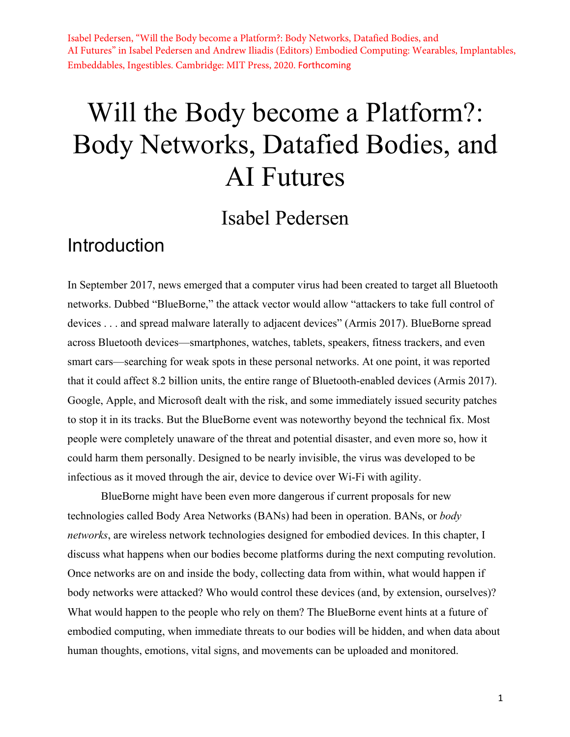Isabel Pedersen, "Will the Body become a Platform?: Body Networks, Datafied Bodies, and AI Futures" in Isabel Pedersen and Andrew Iliadis (Editors) Embodied Computing: Wearables, Implantables, Embeddables, Ingestibles. Cambridge: MIT Press, 2020. Forthcoming

# Will the Body become a Platform?: Body Networks, Datafied Bodies, and AI Futures

Isabel Pedersen

## Introduction

In September 2017, news emerged that a computer virus had been created to target all Bluetooth networks. Dubbed "BlueBorne," the attack vector would allow "attackers to take full control of devices . . . and spread malware laterally to adjacent devices" (Armis 2017). BlueBorne spread across Bluetooth devices—smartphones, watches, tablets, speakers, fitness trackers, and even smart cars—searching for weak spots in these personal networks. At one point, it was reported that it could affect 8.2 billion units, the entire range of Bluetooth-enabled devices (Armis 2017). Google, Apple, and Microsoft dealt with the risk, and some immediately issued security patches to stop it in its tracks. But the BlueBorne event was noteworthy beyond the technical fix. Most people were completely unaware of the threat and potential disaster, and even more so, how it could harm them personally. Designed to be nearly invisible, the virus was developed to be infectious as it moved through the air, device to device over Wi-Fi with agility.

BlueBorne might have been even more dangerous if current proposals for new technologies called Body Area Networks (BANs) had been in operation. BANs, or *body networks*, are wireless network technologies designed for embodied devices. In this chapter, I discuss what happens when our bodies become platforms during the next computing revolution. Once networks are on and inside the body, collecting data from within, what would happen if body networks were attacked? Who would control these devices (and, by extension, ourselves)? What would happen to the people who rely on them? The BlueBorne event hints at a future of embodied computing, when immediate threats to our bodies will be hidden, and when data about human thoughts, emotions, vital signs, and movements can be uploaded and monitored.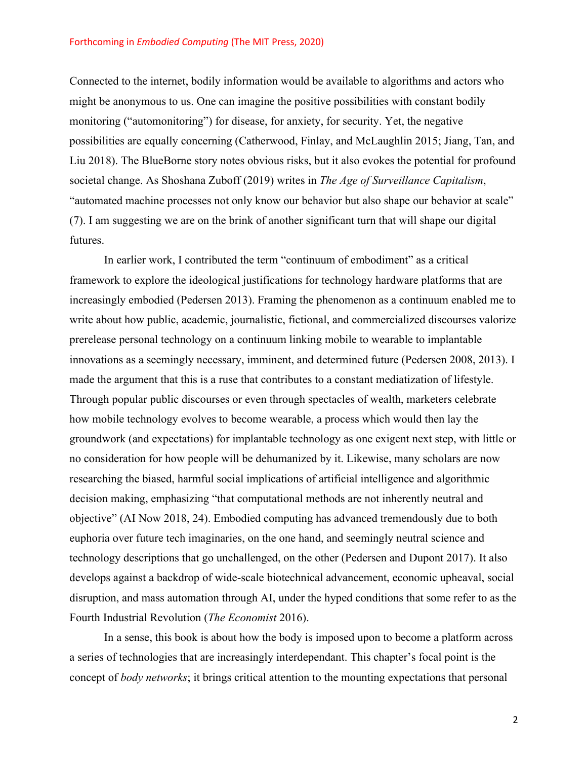Connected to the internet, bodily information would be available to algorithms and actors who might be anonymous to us. One can imagine the positive possibilities with constant bodily monitoring ("automonitoring") for disease, for anxiety, for security. Yet, the negative possibilities are equally concerning (Catherwood, Finlay, and McLaughlin 2015; Jiang, Tan, and Liu 2018). The BlueBorne story notes obvious risks, but it also evokes the potential for profound societal change. As Shoshana Zuboff (2019) writes in *The Age of Surveillance Capitalism*, "automated machine processes not only know our behavior but also shape our behavior at scale" (7). I am suggesting we are on the brink of another significant turn that will shape our digital futures.

In earlier work, I contributed the term "continuum of embodiment" as a critical framework to explore the ideological justifications for technology hardware platforms that are increasingly embodied (Pedersen 2013). Framing the phenomenon as a continuum enabled me to write about how public, academic, journalistic, fictional, and commercialized discourses valorize prerelease personal technology on a continuum linking mobile to wearable to implantable innovations as a seemingly necessary, imminent, and determined future (Pedersen 2008, 2013). I made the argument that this is a ruse that contributes to a constant mediatization of lifestyle. Through popular public discourses or even through spectacles of wealth, marketers celebrate how mobile technology evolves to become wearable, a process which would then lay the groundwork (and expectations) for implantable technology as one exigent next step, with little or no consideration for how people will be dehumanized by it. Likewise, many scholars are now researching the biased, harmful social implications of artificial intelligence and algorithmic decision making, emphasizing "that computational methods are not inherently neutral and objective" (AI Now 2018, 24). Embodied computing has advanced tremendously due to both euphoria over future tech imaginaries, on the one hand, and seemingly neutral science and technology descriptions that go unchallenged, on the other (Pedersen and Dupont 2017). It also develops against a backdrop of wide-scale biotechnical advancement, economic upheaval, social disruption, and mass automation through AI, under the hyped conditions that some refer to as the Fourth Industrial Revolution (*The Economist* 2016).

In a sense, this book is about how the body is imposed upon to become a platform across a series of technologies that are increasingly interdependant. This chapter's focal point is the concept of *body networks*; it brings critical attention to the mounting expectations that personal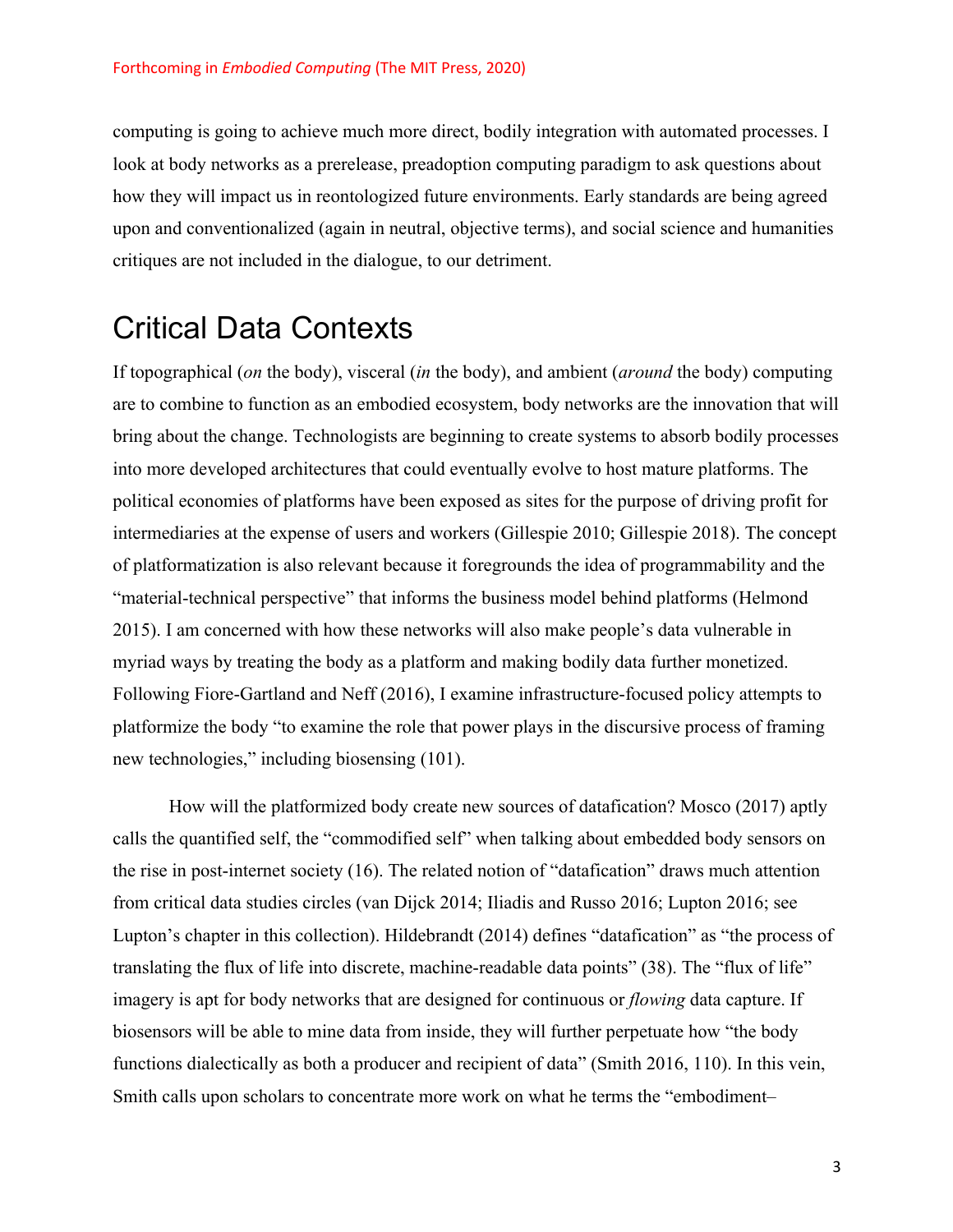computing is going to achieve much more direct, bodily integration with automated processes. I look at body networks as a prerelease, preadoption computing paradigm to ask questions about how they will impact us in reontologized future environments. Early standards are being agreed upon and conventionalized (again in neutral, objective terms), and social science and humanities critiques are not included in the dialogue, to our detriment.

# Critical Data Contexts

If topographical (*on* the body), visceral (*in* the body), and ambient (*around* the body) computing are to combine to function as an embodied ecosystem, body networks are the innovation that will bring about the change. Technologists are beginning to create systems to absorb bodily processes into more developed architectures that could eventually evolve to host mature platforms. The political economies of platforms have been exposed as sites for the purpose of driving profit for intermediaries at the expense of users and workers (Gillespie 2010; Gillespie 2018). The concept of platformatization is also relevant because it foregrounds the idea of programmability and the "material-technical perspective" that informs the business model behind platforms (Helmond 2015). I am concerned with how these networks will also make people's data vulnerable in myriad ways by treating the body as a platform and making bodily data further monetized. Following Fiore-Gartland and Neff (2016), I examine infrastructure-focused policy attempts to platformize the body "to examine the role that power plays in the discursive process of framing new technologies," including biosensing (101).

How will the platformized body create new sources of datafication? Mosco (2017) aptly calls the quantified self, the "commodified self" when talking about embedded body sensors on the rise in post-internet society (16). The related notion of "datafication" draws much attention from critical data studies circles (van Dijck 2014; Iliadis and Russo 2016; Lupton 2016; see Lupton's chapter in this collection). Hildebrandt (2014) defines "datafication" as "the process of translating the flux of life into discrete, machine-readable data points" (38). The "flux of life" imagery is apt for body networks that are designed for continuous or *flowing* data capture. If biosensors will be able to mine data from inside, they will further perpetuate how "the body functions dialectically as both a producer and recipient of data" (Smith 2016, 110). In this vein, Smith calls upon scholars to concentrate more work on what he terms the "embodiment–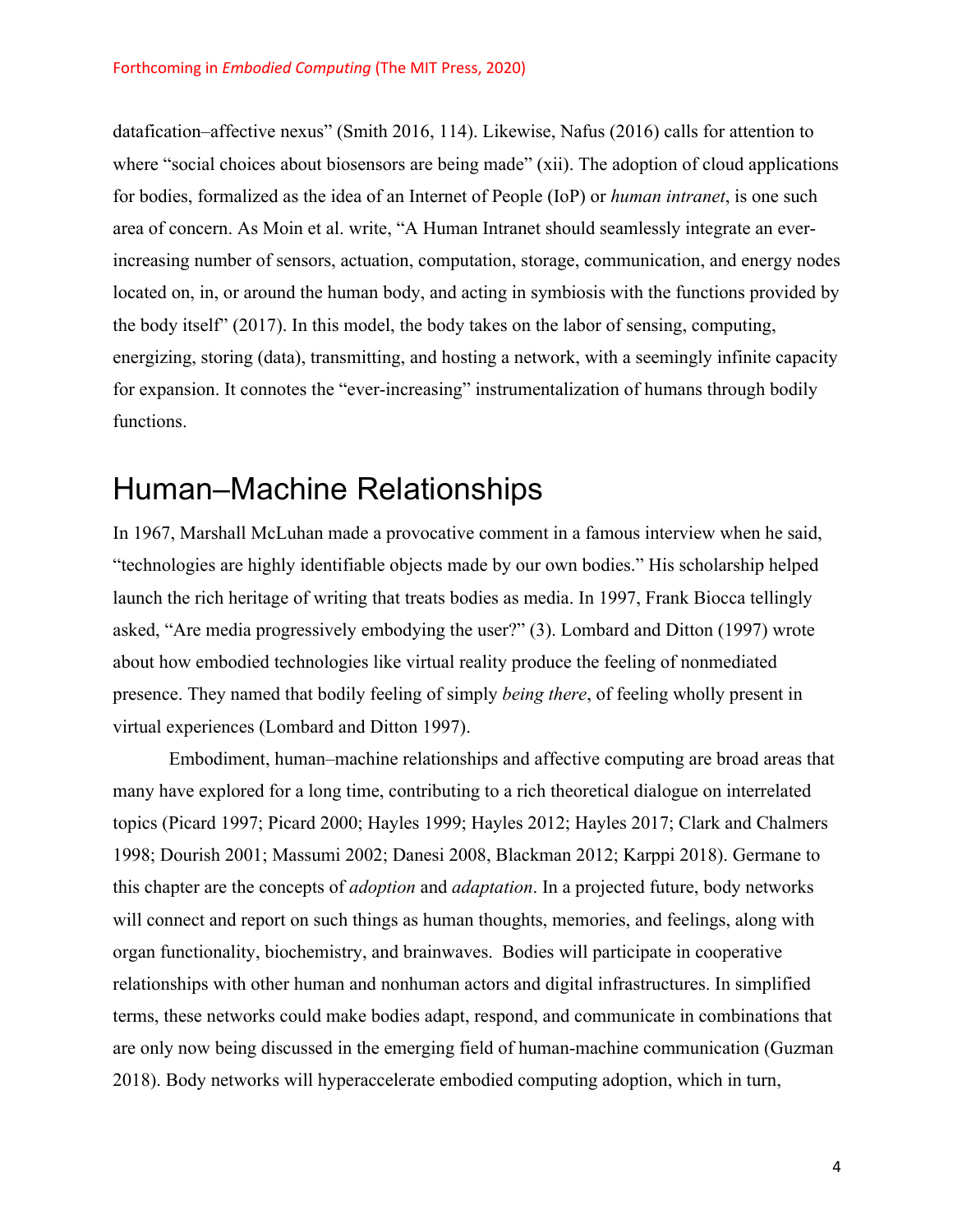datafication–affective nexus" (Smith 2016, 114). Likewise, Nafus (2016) calls for attention to where "social choices about biosensors are being made" (xii). The adoption of cloud applications for bodies, formalized as the idea of an Internet of People (IoP) or *human intranet*, is one such area of concern. As Moin et al. write, "A Human Intranet should seamlessly integrate an ever-increasing number of sensors, actuation, computation, storage, communication, and energy nodes located on, in, or around the human body, and acting in symbiosis with the functions provided by the body itself" (2017). In this model, the body takes on the labor of sensing, computing, energizing, storing (data), transmitting, and hosting a network, with a seemingly infinite capacity for expansion. It connotes the "ever-increasing" instrumentalization of humans through bodily functions.

## Human–Machine Relationships

In 1967, Marshall McLuhan made a provocative comment in a famous interview when he said, "technologies are highly identifiable objects made by our own bodies." His scholarship helped launch the rich heritage of writing that treats bodies as media. In 1997, Frank Biocca tellingly asked, "Are media progressively embodying the user?" (3). Lombard and Ditton (1997) wrote about how embodied technologies like virtual reality produce the feeling of nonmediated presence. They named that bodily feeling of simply *being there*, of feeling wholly present in virtual experiences (Lombard and Ditton 1997).

Embodiment, human–machine relationships and affective computing are broad areas that many have explored for a long time, contributing to a rich theoretical dialogue on interrelated topics (Picard 1997; Picard 2000; Hayles 1999; Hayles 2012; Hayles 2017; Clark and Chalmers 1998; Dourish 2001; Massumi 2002; Danesi 2008, Blackman 2012; Karppi 2018). Germane to this chapter are the concepts of *adoption* and *adaptation*. In a projected future, body networks will connect and report on such things as human thoughts, memories, and feelings, along with organ functionality, biochemistry, and brainwaves. Bodies will participate in cooperative relationships with other human and nonhuman actors and digital infrastructures. In simplified terms, these networks could make bodies adapt, respond, and communicate in combinations that are only now being discussed in the emerging field of human-machine communication (Guzman 2018). Body networks will hyperaccelerate embodied computing adoption, which in turn,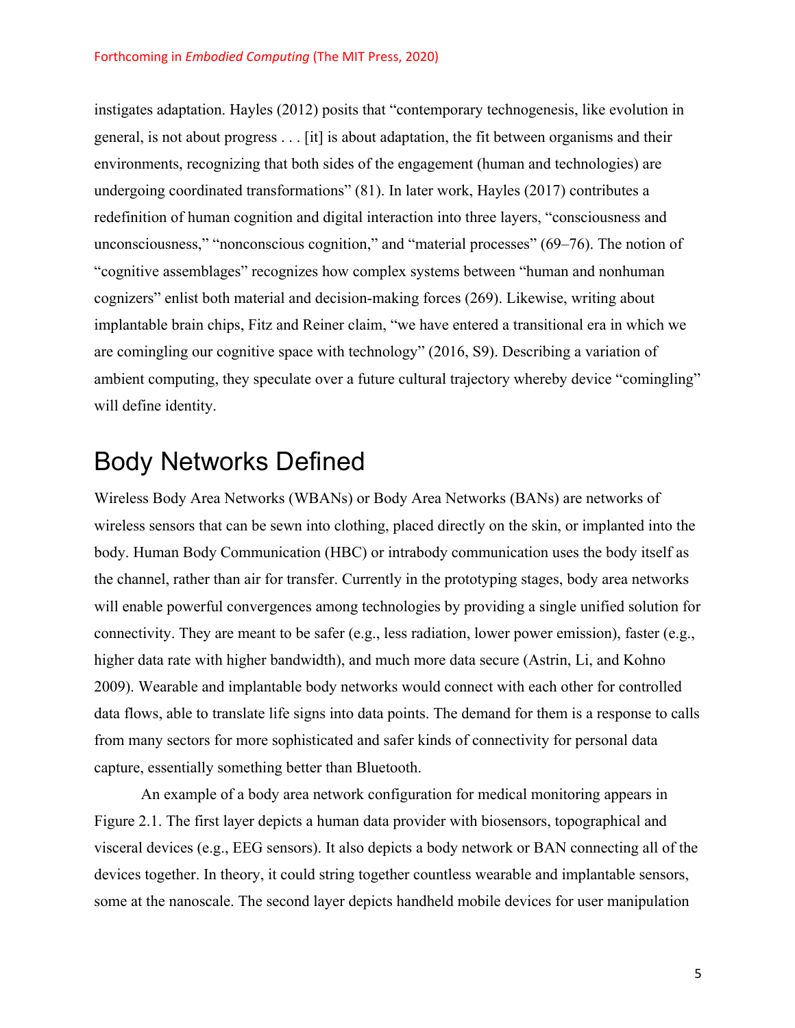instigates adaptation. Hayles (2012) posits that "contemporary technogenesis, like evolution in general, is not about progress . . . [it] is about adaptation, the fit between organisms and their environments, recognizing that both sides of the engagement (human and technologies) are undergoing coordinated transformations" (81). In later work, Hayles (2017) contributes a redefinition of human cognition and digital interaction into three layers, "consciousness and unconsciousness," "nonconscious cognition," and "material processes" (69–76). The notion of "cognitive assemblages" recognizes how complex systems between "human and nonhuman cognizers" enlist both material and decision-making forces (269). Likewise, writing about implantable brain chips, Fitz and Reiner claim, "we have entered a transitional era in which we are comingling our cognitive space with technology" (2016, S9). Describing a variation of ambient computing, they speculate over a future cultural trajectory whereby device "comingling" will define identity.

# Body Networks Defined

Wireless Body Area Networks (WBANs) or Body Area Networks (BANs) are networks of wireless sensors that can be sewn into clothing, placed directly on the skin, or implanted into the body. Human Body Communication (HBC) or intrabody communication uses the body itself as the channel, rather than air for transfer. Currently in the prototyping stages, body area networks will enable powerful convergences among technologies by providing a single unified solution for connectivity. They are meant to be safer (e.g., less radiation, lower power emission), faster (e.g., higher data rate with higher bandwidth), and much more data secure (Astrin, Li, and Kohno 2009). Wearable and implantable body networks would connect with each other for controlled data flows, able to translate life signs into data points. The demand for them is a response to calls from many sectors for more sophisticated and safer kinds of connectivity for personal data capture, essentially something better than Bluetooth.

An example of a body area network configuration for medical monitoring appears in Figure 2.1. The first layer depicts a human data provider with biosensors, topographical and visceral devices (e.g., EEG sensors). It also depicts a body network or BAN connecting all of the devices together. In theory, it could string together countless wearable and implantable sensors, some at the nanoscale. The second layer depicts handheld mobile devices for user manipulation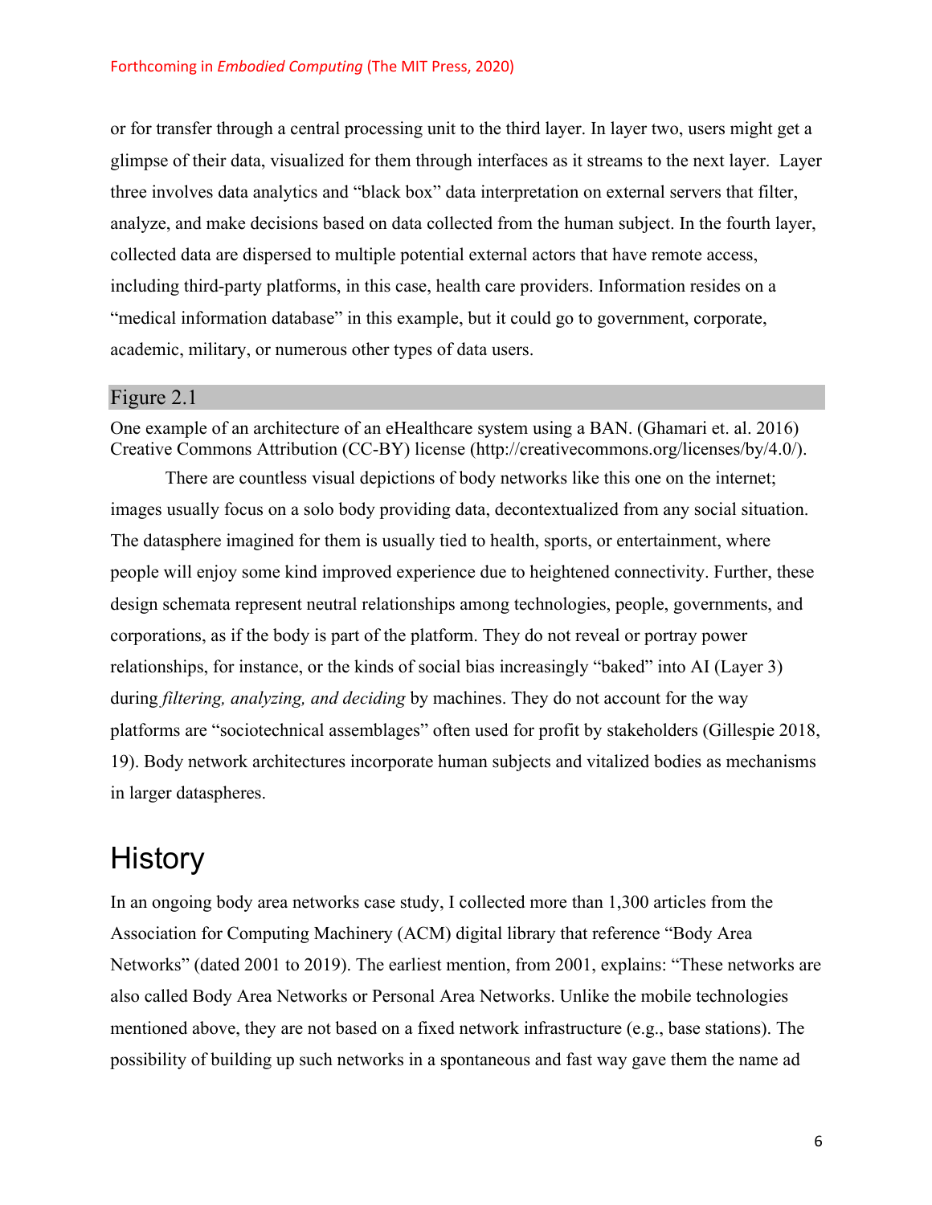or for transfer through a central processing unit to the third layer. In layer two, users might get a glimpse of their data, visualized for them through interfaces as it streams to the next layer. Layer three involves data analytics and "black box" data interpretation on external servers that filter, analyze, and make decisions based on data collected from the human subject. In the fourth layer, collected data are dispersed to multiple potential external actors that have remote access, including third-party platforms, in this case, health care providers. Information resides on a "medical information database" in this example, but it could go to government, corporate, academic, military, or numerous other types of data users.

Figure 2.1

One example of an architecture of an eHealthcare system using a BAN. (Ghamari et. al. 2016) Creative Commons Attribution (CC-BY) license (http://creativecommons.org/licenses/by/4.0/).

There are countless visual depictions of body networks like this one on the internet; images usually focus on a solo body providing data, decontextualized from any social situation. The datasphere imagined for them is usually tied to health, sports, or entertainment, where people will enjoy some kind improved experience due to heightened connectivity. Further, these design schemata represent neutral relationships among technologies, people, governments, and corporations, as if the body is part of the platform. They do not reveal or portray power relationships, for instance, or the kinds of social bias increasingly "baked" into AI (Layer 3) during *filtering, analyzing, and deciding* by machines. They do not account for the way platforms are "sociotechnical assemblages" often used for profit by stakeholders (Gillespie 2018, 19). Body network architectures incorporate human subjects and vitalized bodies as mechanisms in larger dataspheres.

# History

In an ongoing body area networks case study, I collected more than 1,300 articles from the Association for Computing Machinery (ACM) digital library that reference "Body Area Networks" (dated 2001 to 2019). The earliest mention, from 2001, explains: "These networks are also called Body Area Networks or Personal Area Networks. Unlike the mobile technologies mentioned above, they are not based on a fixed network infrastructure (e.g., base stations). The possibility of building up such networks in a spontaneous and fast way gave them the name ad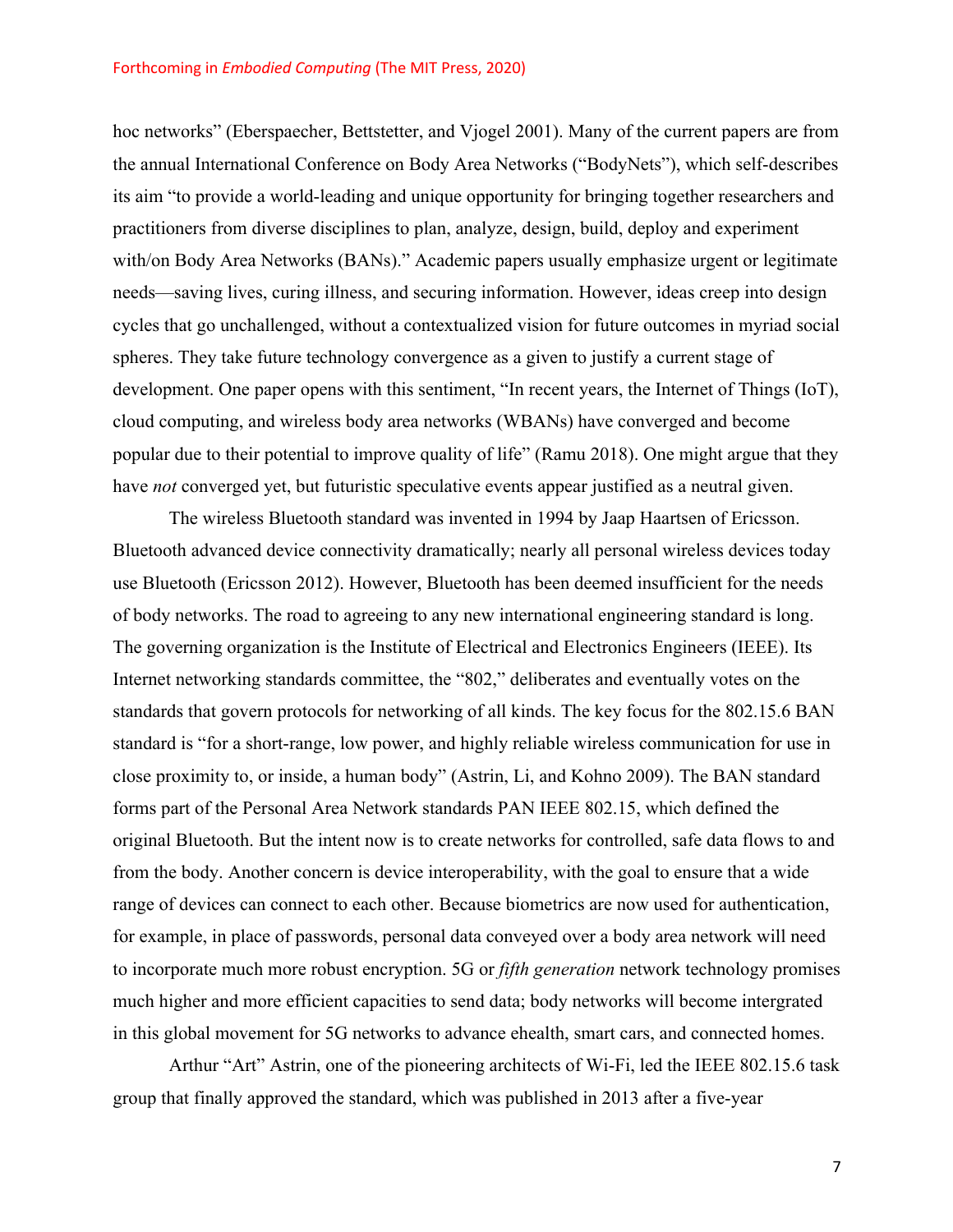hoc networks" (Eberspaecher, Bettstetter, and Vjogel 2001). Many of the current papers are from the annual International Conference on Body Area Networks ("BodyNets"), which self-describes its aim "to provide a world-leading and unique opportunity for bringing together researchers and practitioners from diverse disciplines to plan, analyze, design, build, deploy and experiment with/on Body Area Networks (BANs)." Academic papers usually emphasize urgent or legitimate needs—saving lives, curing illness, and securing information. However, ideas creep into design cycles that go unchallenged, without a contextualized vision for future outcomes in myriad social spheres. They take future technology convergence as a given to justify a current stage of development. One paper opens with this sentiment, "In recent years, the Internet of Things (IoT), cloud computing, and wireless body area networks (WBANs) have converged and become popular due to their potential to improve quality of life" (Ramu 2018). One might argue that they have *not* converged yet, but futuristic speculative events appear justified as a neutral given.

The wireless Bluetooth standard was invented in 1994 by Jaap Haartsen of Ericsson. Bluetooth advanced device connectivity dramatically; nearly all personal wireless devices today use Bluetooth (Ericsson 2012). However, Bluetooth has been deemed insufficient for the needs of body networks. The road to agreeing to any new international engineering standard is long. The governing organization is the Institute of Electrical and Electronics Engineers (IEEE). Its Internet networking standards committee, the "802," deliberates and eventually votes on the standards that govern protocols for networking of all kinds. The key focus for the 802.15.6 BAN standard is "for a short-range, low power, and highly reliable wireless communication for use in close proximity to, or inside, a human body" (Astrin, Li, and Kohno 2009). The BAN standard forms part of the Personal Area Network standards PAN IEEE 802.15, which defined the original Bluetooth. But the intent now is to create networks for controlled, safe data flows to and from the body. Another concern is device interoperability, with the goal to ensure that a wide range of devices can connect to each other. Because biometrics are now used for authentication, for example, in place of passwords, personal data conveyed over a body area network will need to incorporate much more robust encryption. 5G or *fifth generation* network technology promises much higher and more efficient capacities to send data; body networks will become intergrated in this global movement for 5G networks to advance ehealth, smart cars, and connected homes.

Arthur "Art" Astrin, one of the pioneering architects of Wi-Fi, led the IEEE 802.15.6 task group that finally approved the standard, which was published in 2013 after a five-year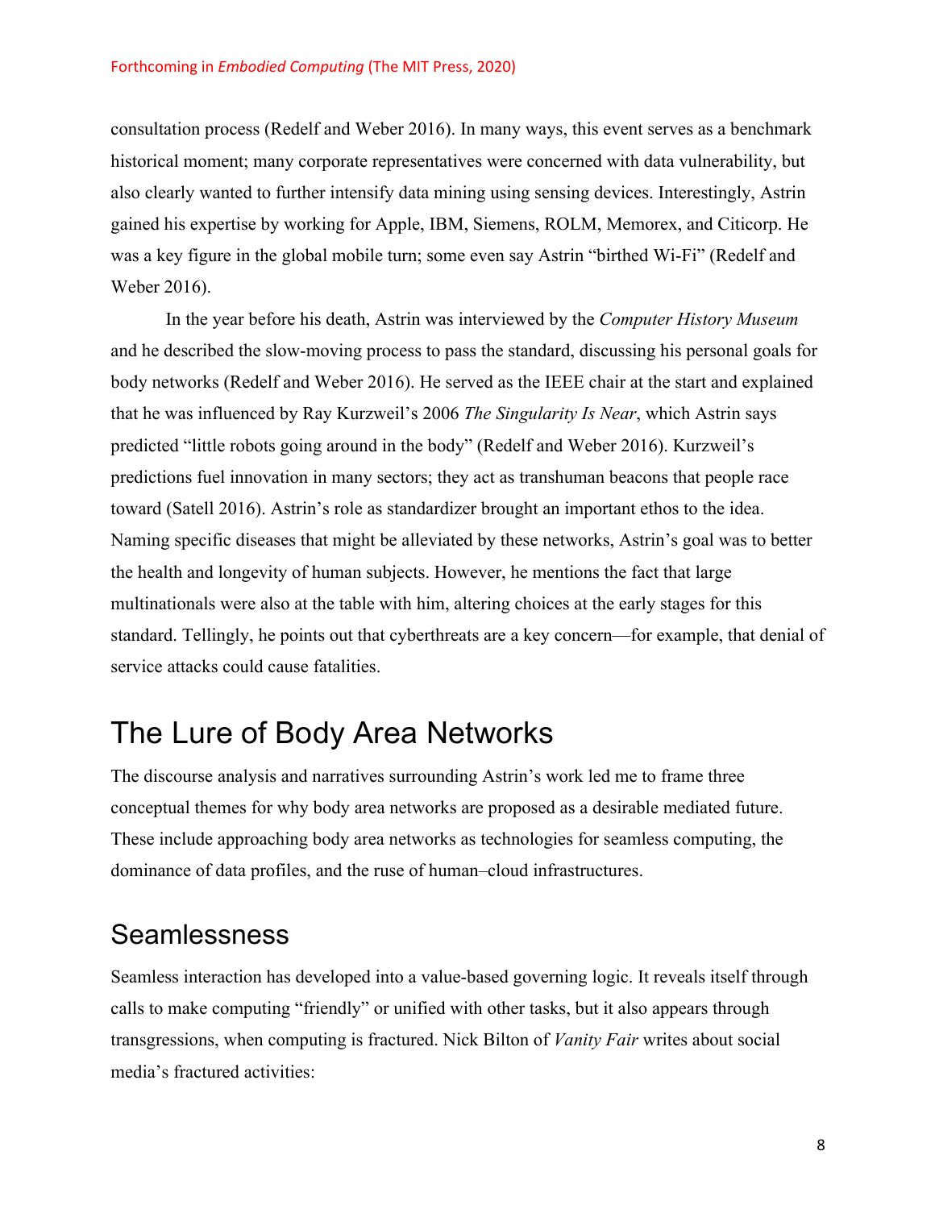consultation process (Redelf and Weber 2016). In many ways, this event serves as a benchmark historical moment; many corporate representatives were concerned with data vulnerability, but also clearly wanted to further intensify data mining using sensing devices. Interestingly, Astrin gained his expertise by working for Apple, IBM, Siemens, ROLM, Memorex, and Citicorp. He was a key figure in the global mobile turn; some even say Astrin "birthed Wi-Fi" (Redelf and Weber 2016).

In the year before his death, Astrin was interviewed by the *Computer History Museum* and he described the slow-moving process to pass the standard, discussing his personal goals for body networks (Redelf and Weber 2016). He served as the IEEE chair at the start and explained that he was influenced by Ray Kurzweil's 2006 *The Singularity Is Near*, which Astrin says predicted "little robots going around in the body" (Redelf and Weber 2016). Kurzweil's predictions fuel innovation in many sectors; they act as transhuman beacons that people race toward (Satell 2016). Astrin's role as standardizer brought an important ethos to the idea. Naming specific diseases that might be alleviated by these networks, Astrin's goal was to better the health and longevity of human subjects. However, he mentions the fact that large multinationals were also at the table with him, altering choices at the early stages for this standard. Tellingly, he points out that cyberthreats are a key concern—for example, that denial of service attacks could cause fatalities.

## The Lure of Body Area Networks

The discourse analysis and narratives surrounding Astrin's work led me to frame three conceptual themes for why body area networks are proposed as a desirable mediated future. These include approaching body area networks as technologies for seamless computing, the dominance of data profiles, and the ruse of human–cloud infrastructures.

### Seamlessness

Seamless interaction has developed into a value-based governing logic. It reveals itself through calls to make computing "friendly" or unified with other tasks, but it also appears through transgressions, when computing is fractured. Nick Bilton of *Vanity Fair* writes about social media's fractured activities: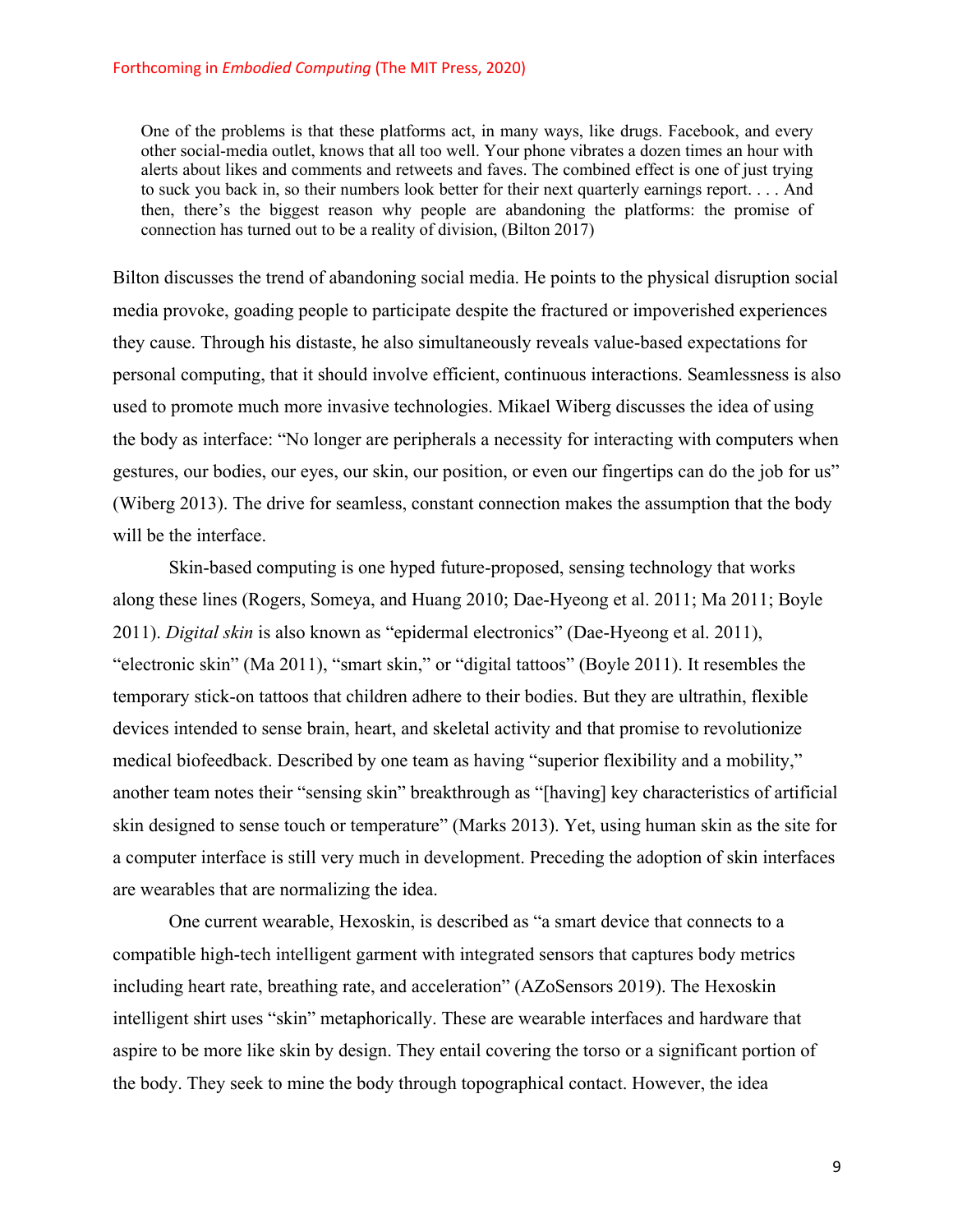> One of the problems is that these platforms act, in many ways, like drugs. Facebook, and every other social-media outlet, knows that all too well. Your phone vibrates a dozen times an hour with alerts about likes and comments and retweets and faves. The combined effect is one of just trying to suck you back in, so their numbers look better for their next quarterly earnings report. . . . And then, there's the biggest reason why people are abandoning the platforms: the promise of connection has turned out to be a reality of division, (Bilton 2017)

Bilton discusses the trend of abandoning social media. He points to the physical disruption social media provoke, goading people to participate despite the fractured or impoverished experiences they cause. Through his distaste, he also simultaneously reveals value-based expectations for personal computing, that it should involve efficient, continuous interactions. Seamlessness is also used to promote much more invasive technologies. Mikael Wiberg discusses the idea of using the body as interface: "No longer are peripherals a necessity for interacting with computers when gestures, our bodies, our eyes, our skin, our position, or even our fingertips can do the job for us" (Wiberg 2013). The drive for seamless, constant connection makes the assumption that the body will be the interface.

Skin-based computing is one hyped future-proposed, sensing technology that works along these lines (Rogers, Someya, and Huang 2010; Dae-Hyeong et al. 2011; Ma 2011; Boyle 2011). *Digital skin* is also known as "epidermal electronics" (Dae-Hyeong et al. 2011), "electronic skin" (Ma 2011), "smart skin," or "digital tattoos" (Boyle 2011). It resembles the temporary stick-on tattoos that children adhere to their bodies. But they are ultrathin, flexible devices intended to sense brain, heart, and skeletal activity and that promise to revolutionize medical biofeedback. Described by one team as having "superior flexibility and a mobility," another team notes their "sensing skin" breakthrough as "[having] key characteristics of artificial skin designed to sense touch or temperature" (Marks 2013). Yet, using human skin as the site for a computer interface is still very much in development. Preceding the adoption of skin interfaces are wearables that are normalizing the idea.

One current wearable, Hexoskin, is described as "a smart device that connects to a compatible high-tech intelligent garment with integrated sensors that captures body metrics including heart rate, breathing rate, and acceleration" (AZoSensors 2019). The Hexoskin intelligent shirt uses "skin" metaphorically. These are wearable interfaces and hardware that aspire to be more like skin by design. They entail covering the torso or a significant portion of the body. They seek to mine the body through topographical contact. However, the idea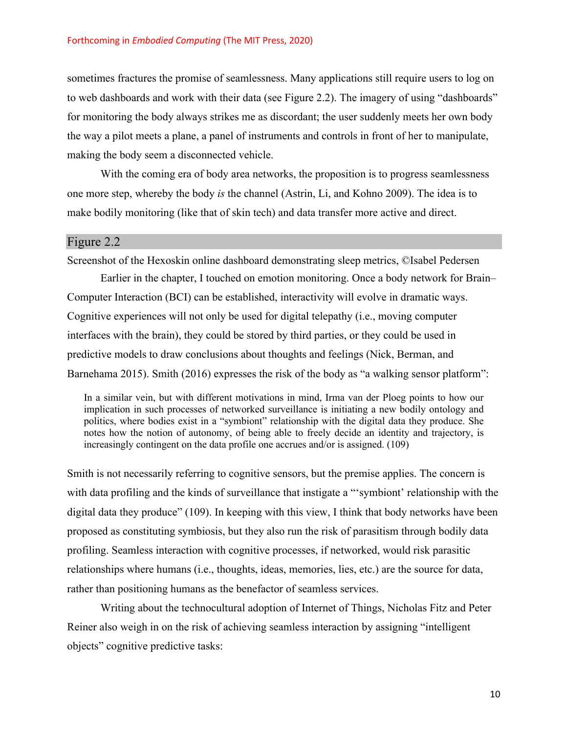sometimes fractures the promise of seamlessness. Many applications still require users to log on to web dashboards and work with their data (see Figure 2.2). The imagery of using "dashboards" for monitoring the body always strikes me as discordant; the user suddenly meets her own body the way a pilot meets a plane, a panel of instruments and controls in front of her to manipulate, making the body seem a disconnected vehicle.

With the coming era of body area networks, the proposition is to progress seamlessness one more step, whereby the body *is* the channel (Astrin, Li, and Kohno 2009). The idea is to make bodily monitoring (like that of skin tech) and data transfer more active and direct.

Figure 2.2

Screenshot of the Hexoskin online dashboard demonstrating sleep metrics, ©Isabel Pedersen

Earlier in the chapter, I touched on emotion monitoring. Once a body network for Brain–Computer Interaction (BCI) can be established, interactivity will evolve in dramatic ways. Cognitive experiences will not only be used for digital telepathy (i.e., moving computer interfaces with the brain), they could be stored by third parties, or they could be used in predictive models to draw conclusions about thoughts and feelings (Nick, Berman, and Barnehama 2015). Smith (2016) expresses the risk of the body as "a walking sensor platform":

> In a similar vein, but with different motivations in mind, Irma van der Ploeg points to how our implication in such processes of networked surveillance is initiating a new bodily ontology and politics, where bodies exist in a "symbiont" relationship with the digital data they produce. She notes how the notion of autonomy, of being able to freely decide an identity and trajectory, is increasingly contingent on the data profile one accrues and/or is assigned. (109)

Smith is not necessarily referring to cognitive sensors, but the premise applies. The concern is with data profiling and the kinds of surveillance that instigate a "'symbiont' relationship with the digital data they produce" (109). In keeping with this view, I think that body networks have been proposed as constituting symbiosis, but they also run the risk of parasitism through bodily data profiling. Seamless interaction with cognitive processes, if networked, would risk parasitic relationships where humans (i.e., thoughts, ideas, memories, lies, etc.) are the source for data, rather than positioning humans as the benefactor of seamless services.

Writing about the technocultural adoption of Internet of Things, Nicholas Fitz and Peter Reiner also weigh in on the risk of achieving seamless interaction by assigning "intelligent objects" cognitive predictive tasks: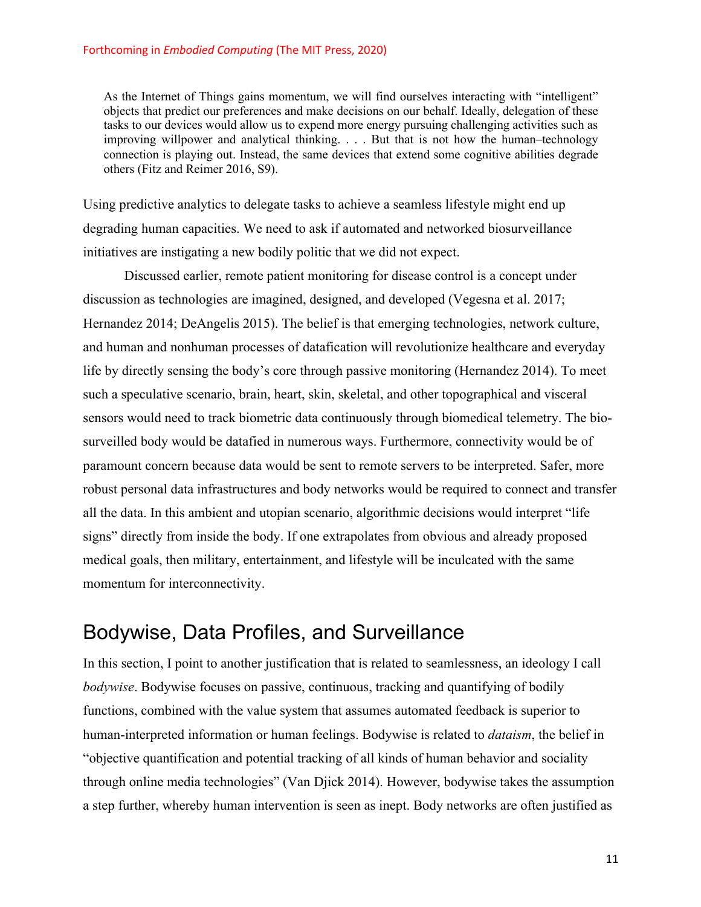> As the Internet of Things gains momentum, we will find ourselves interacting with "intelligent" objects that predict our preferences and make decisions on our behalf. Ideally, delegation of these tasks to our devices would allow us to expend more energy pursuing challenging activities such as improving willpower and analytical thinking. . . . But that is not how the human–technology connection is playing out. Instead, the same devices that extend some cognitive abilities degrade others (Fitz and Reimer 2016, S9).

Using predictive analytics to delegate tasks to achieve a seamless lifestyle might end up degrading human capacities. We need to ask if automated and networked biosurveillance initiatives are instigating a new bodily politic that we did not expect.

Discussed earlier, remote patient monitoring for disease control is a concept under discussion as technologies are imagined, designed, and developed (Vegesna et al. 2017; Hernandez 2014; DeAngelis 2015). The belief is that emerging technologies, network culture, and human and nonhuman processes of datafication will revolutionize healthcare and everyday life by directly sensing the body's core through passive monitoring (Hernandez 2014). To meet such a speculative scenario, brain, heart, skin, skeletal, and other topographical and visceral sensors would need to track biometric data continuously through biomedical telemetry. The bio-surveilled body would be datafied in numerous ways. Furthermore, connectivity would be of paramount concern because data would be sent to remote servers to be interpreted. Safer, more robust personal data infrastructures and body networks would be required to connect and transfer all the data. In this ambient and utopian scenario, algorithmic decisions would interpret "life signs" directly from inside the body. If one extrapolates from obvious and already proposed medical goals, then military, entertainment, and lifestyle will be inculcated with the same momentum for interconnectivity.

## Bodywise, Data Profiles, and Surveillance

In this section, I point to another justification that is related to seamlessness, an ideology I call *bodywise*. Bodywise focuses on passive, continuous, tracking and quantifying of bodily functions, combined with the value system that assumes automated feedback is superior to human-interpreted information or human feelings. Bodywise is related to *dataism*, the belief in "objective quantification and potential tracking of all kinds of human behavior and sociality through online media technologies" (Van Djick 2014). However, bodywise takes the assumption a step further, whereby human intervention is seen as inept. Body networks are often justified as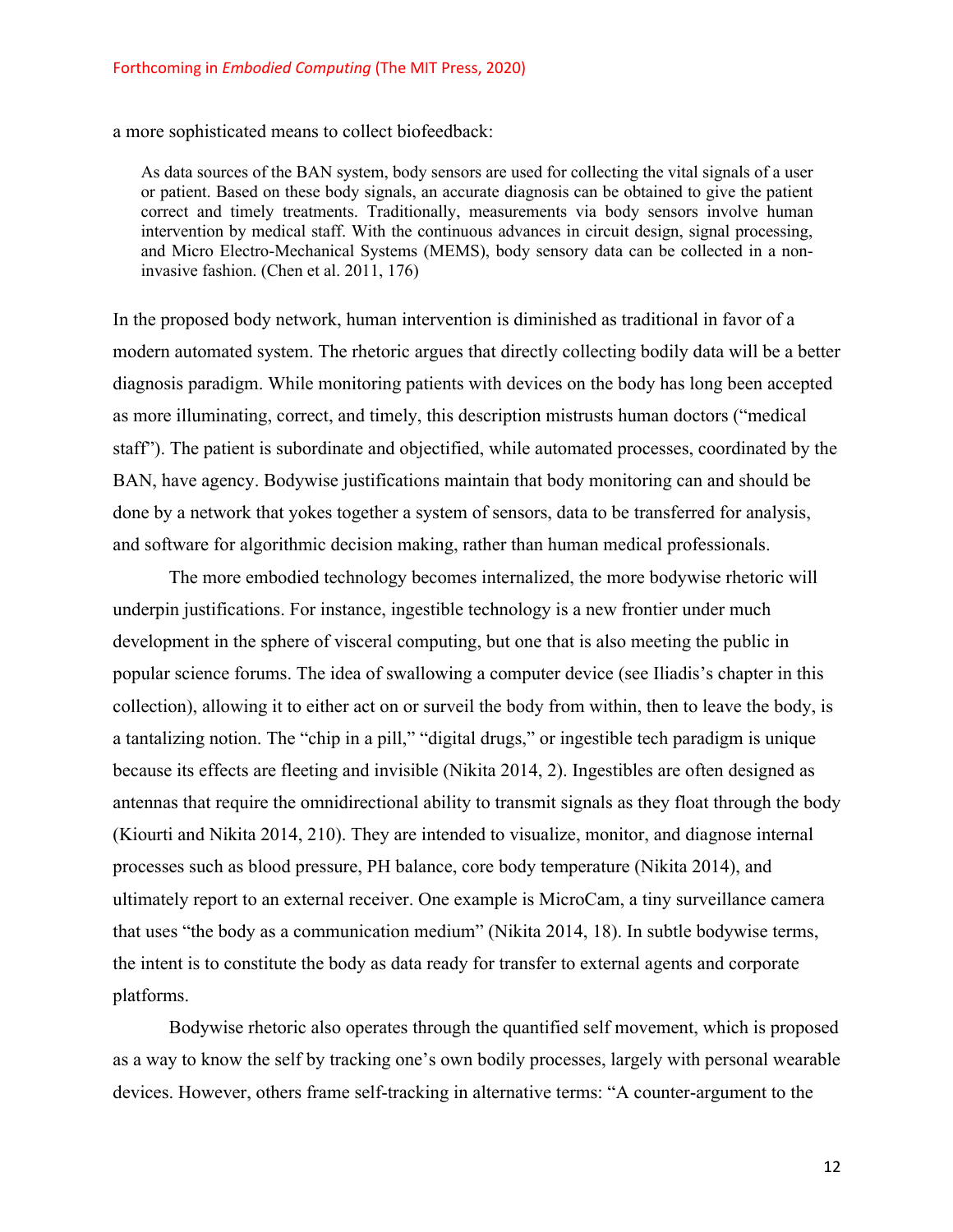a more sophisticated means to collect biofeedback:

> As data sources of the BAN system, body sensors are used for collecting the vital signals of a user or patient. Based on these body signals, an accurate diagnosis can be obtained to give the patient correct and timely treatments. Traditionally, measurements via body sensors involve human intervention by medical staff. With the continuous advances in circuit design, signal processing, and Micro Electro-Mechanical Systems (MEMS), body sensory data can be collected in a non-invasive fashion. (Chen et al. 2011, 176)

In the proposed body network, human intervention is diminished as traditional in favor of a modern automated system. The rhetoric argues that directly collecting bodily data will be a better diagnosis paradigm. While monitoring patients with devices on the body has long been accepted as more illuminating, correct, and timely, this description mistrusts human doctors ("medical staff"). The patient is subordinate and objectified, while automated processes, coordinated by the BAN, have agency. Bodywise justifications maintain that body monitoring can and should be done by a network that yokes together a system of sensors, data to be transferred for analysis, and software for algorithmic decision making, rather than human medical professionals.

The more embodied technology becomes internalized, the more bodywise rhetoric will underpin justifications. For instance, ingestible technology is a new frontier under much development in the sphere of visceral computing, but one that is also meeting the public in popular science forums. The idea of swallowing a computer device (see Iliadis's chapter in this collection), allowing it to either act on or surveil the body from within, then to leave the body, is a tantalizing notion. The "chip in a pill," "digital drugs," or ingestible tech paradigm is unique because its effects are fleeting and invisible (Nikita 2014, 2). Ingestibles are often designed as antennas that require the omnidirectional ability to transmit signals as they float through the body (Kiourti and Nikita 2014, 210). They are intended to visualize, monitor, and diagnose internal processes such as blood pressure, PH balance, core body temperature (Nikita 2014), and ultimately report to an external receiver. One example is MicroCam, a tiny surveillance camera that uses "the body as a communication medium" (Nikita 2014, 18). In subtle bodywise terms, the intent is to constitute the body as data ready for transfer to external agents and corporate platforms.

Bodywise rhetoric also operates through the quantified self movement, which is proposed as a way to know the self by tracking one's own bodily processes, largely with personal wearable devices. However, others frame self-tracking in alternative terms: "A counter-argument to the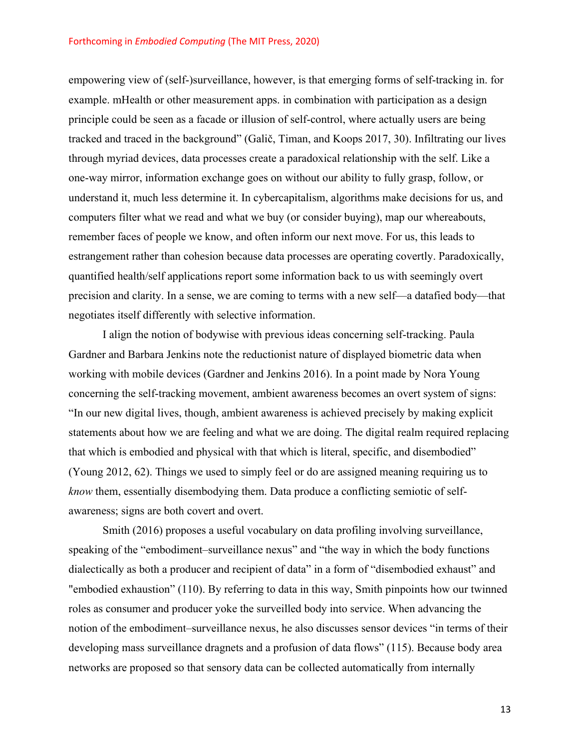empowering view of (self-)surveillance, however, is that emerging forms of self-tracking in. for example. mHealth or other measurement apps. in combination with participation as a design principle could be seen as a facade or illusion of self-control, where actually users are being tracked and traced in the background" (Galič, Timan, and Koops 2017, 30). Infiltrating our lives through myriad devices, data processes create a paradoxical relationship with the self. Like a one-way mirror, information exchange goes on without our ability to fully grasp, follow, or understand it, much less determine it. In cybercapitalism, algorithms make decisions for us, and computers filter what we read and what we buy (or consider buying), map our whereabouts, remember faces of people we know, and often inform our next move. For us, this leads to estrangement rather than cohesion because data processes are operating covertly. Paradoxically, quantified health/self applications report some information back to us with seemingly overt precision and clarity. In a sense, we are coming to terms with a new self—a datafied body—that negotiates itself differently with selective information.

I align the notion of bodywise with previous ideas concerning self-tracking. Paula Gardner and Barbara Jenkins note the reductionist nature of displayed biometric data when working with mobile devices (Gardner and Jenkins 2016). In a point made by Nora Young concerning the self-tracking movement, ambient awareness becomes an overt system of signs: "In our new digital lives, though, ambient awareness is achieved precisely by making explicit statements about how we are feeling and what we are doing. The digital realm required replacing that which is embodied and physical with that which is literal, specific, and disembodied" (Young 2012, 62). Things we used to simply feel or do are assigned meaning requiring us to *know* them, essentially disembodying them. Data produce a conflicting semiotic of self-awareness; signs are both covert and overt.

Smith (2016) proposes a useful vocabulary on data profiling involving surveillance, speaking of the "embodiment–surveillance nexus" and "the way in which the body functions dialectically as both a producer and recipient of data" in a form of "disembodied exhaust" and "embodied exhaustion" (110). By referring to data in this way, Smith pinpoints how our twinned roles as consumer and producer yoke the surveilled body into service. When advancing the notion of the embodiment–surveillance nexus, he also discusses sensor devices "in terms of their developing mass surveillance dragnets and a profusion of data flows" (115). Because body area networks are proposed so that sensory data can be collected automatically from internally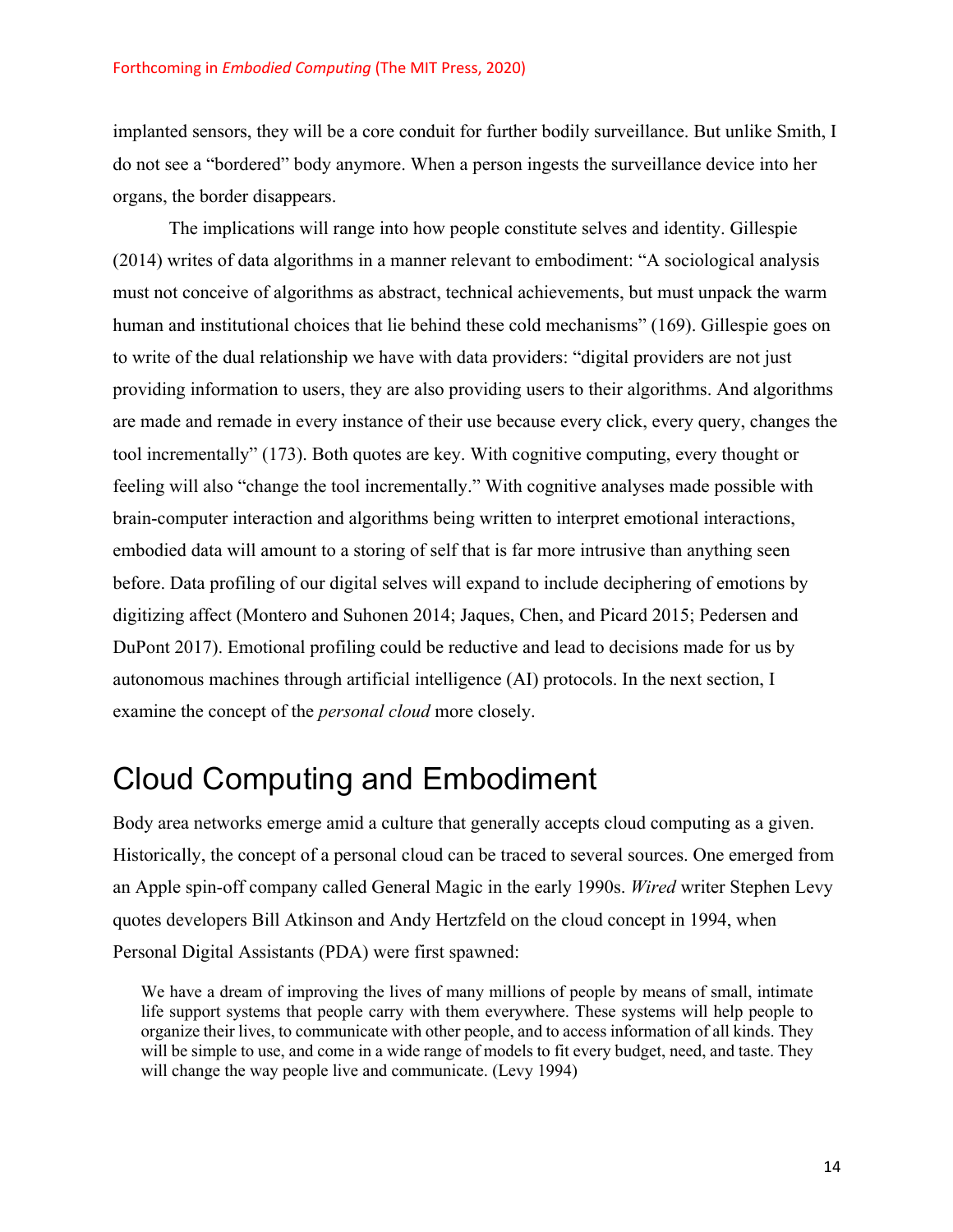implanted sensors, they will be a core conduit for further bodily surveillance. But unlike Smith, I do not see a "bordered" body anymore. When a person ingests the surveillance device into her organs, the border disappears.

The implications will range into how people constitute selves and identity. Gillespie (2014) writes of data algorithms in a manner relevant to embodiment: "A sociological analysis must not conceive of algorithms as abstract, technical achievements, but must unpack the warm human and institutional choices that lie behind these cold mechanisms" (169). Gillespie goes on to write of the dual relationship we have with data providers: "digital providers are not just providing information to users, they are also providing users to their algorithms. And algorithms are made and remade in every instance of their use because every click, every query, changes the tool incrementally" (173). Both quotes are key. With cognitive computing, every thought or feeling will also "change the tool incrementally." With cognitive analyses made possible with brain-computer interaction and algorithms being written to interpret emotional interactions, embodied data will amount to a storing of self that is far more intrusive than anything seen before. Data profiling of our digital selves will expand to include deciphering of emotions by digitizing affect (Montero and Suhonen 2014; Jaques, Chen, and Picard 2015; Pedersen and DuPont 2017). Emotional profiling could be reductive and lead to decisions made for us by autonomous machines through artificial intelligence (AI) protocols. In the next section, I examine the concept of the *personal cloud* more closely.

# Cloud Computing and Embodiment

Body area networks emerge amid a culture that generally accepts cloud computing as a given. Historically, the concept of a personal cloud can be traced to several sources. One emerged from an Apple spin-off company called General Magic in the early 1990s. *Wired* writer Stephen Levy quotes developers Bill Atkinson and Andy Hertzfeld on the cloud concept in 1994, when Personal Digital Assistants (PDA) were first spawned:

> We have a dream of improving the lives of many millions of people by means of small, intimate life support systems that people carry with them everywhere. These systems will help people to organize their lives, to communicate with other people, and to access information of all kinds. They will be simple to use, and come in a wide range of models to fit every budget, need, and taste. They will change the way people live and communicate. (Levy 1994)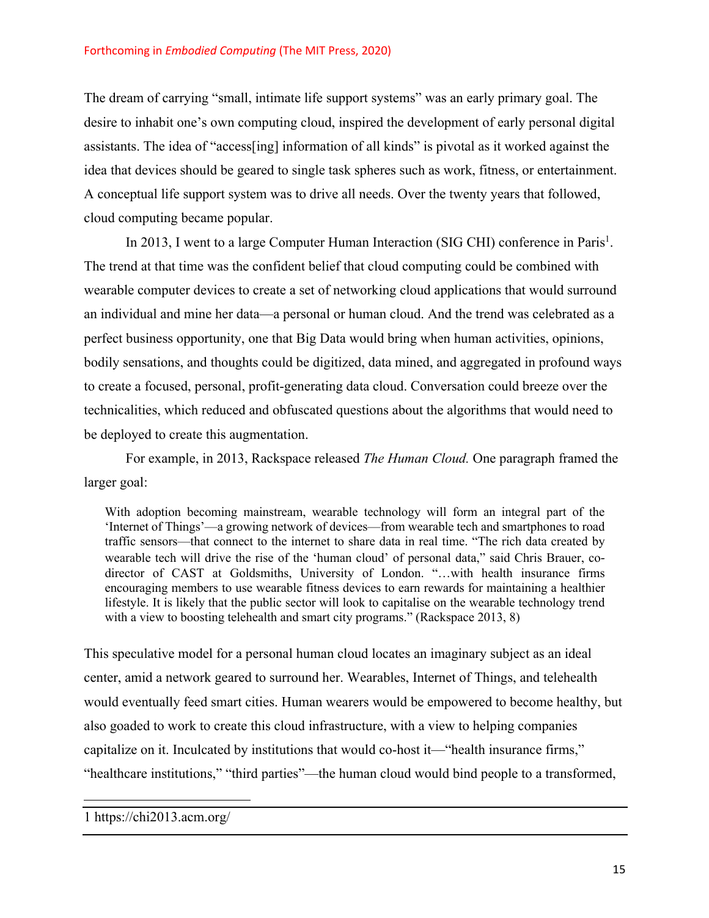The dream of carrying "small, intimate life support systems" was an early primary goal. The desire to inhabit one's own computing cloud, inspired the development of early personal digital assistants. The idea of "access[ing] information of all kinds" is pivotal as it worked against the idea that devices should be geared to single task spheres such as work, fitness, or entertainment. A conceptual life support system was to drive all needs. Over the twenty years that followed, cloud computing became popular.

In 2013, I went to a large Computer Human Interaction (SIG CHI) conference in Paris[1]. The trend at that time was the confident belief that cloud computing could be combined with wearable computer devices to create a set of networking cloud applications that would surround an individual and mine her data—a personal or human cloud. And the trend was celebrated as a perfect business opportunity, one that Big Data would bring when human activities, opinions, bodily sensations, and thoughts could be digitized, data mined, and aggregated in profound ways to create a focused, personal, profit-generating data cloud. Conversation could breeze over the technicalities, which reduced and obfuscated questions about the algorithms that would need to be deployed to create this augmentation.

For example, in 2013, Rackspace released *The Human Cloud.* One paragraph framed the larger goal:

> With adoption becoming mainstream, wearable technology will form an integral part of the 'Internet of Things'—a growing network of devices—from wearable tech and smartphones to road traffic sensors—that connect to the internet to share data in real time. "The rich data created by wearable tech will drive the rise of the 'human cloud' of personal data," said Chris Brauer, co-director of CAST at Goldsmiths, University of London. "…with health insurance firms encouraging members to use wearable fitness devices to earn rewards for maintaining a healthier lifestyle. It is likely that the public sector will look to capitalise on the wearable technology trend with a view to boosting telehealth and smart city programs." (Rackspace 2013, 8)

This speculative model for a personal human cloud locates an imaginary subject as an ideal center, amid a network geared to surround her. Wearables, Internet of Things, and telehealth would eventually feed smart cities. Human wearers would be empowered to become healthy, but also goaded to work to create this cloud infrastructure, with a view to helping companies capitalize on it. Inculcated by institutions that would co-host it—"health insurance firms," "healthcare institutions," "third parties"—the human cloud would bind people to a transformed,

---

1 https://chi2013.acm.org/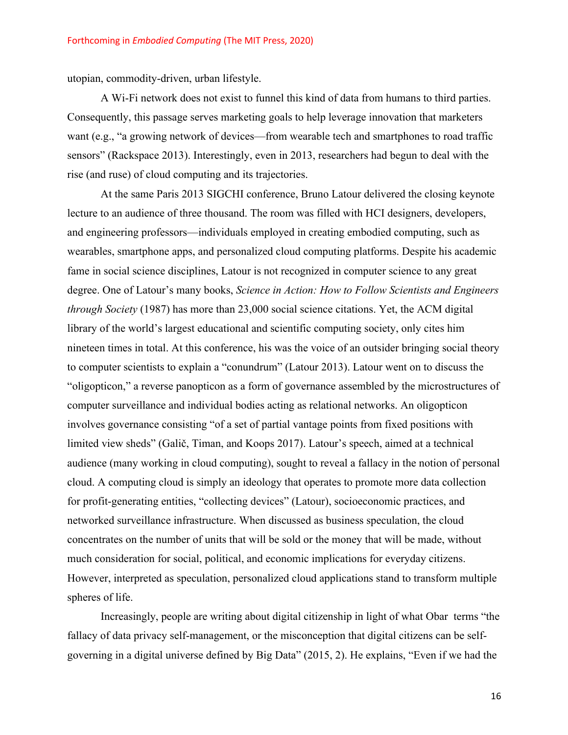utopian, commodity-driven, urban lifestyle.

A Wi-Fi network does not exist to funnel this kind of data from humans to third parties. Consequently, this passage serves marketing goals to help leverage innovation that marketers want (e.g., "a growing network of devices—from wearable tech and smartphones to road traffic sensors" (Rackspace 2013). Interestingly, even in 2013, researchers had begun to deal with the rise (and ruse) of cloud computing and its trajectories.

At the same Paris 2013 SIGCHI conference, Bruno Latour delivered the closing keynote lecture to an audience of three thousand. The room was filled with HCI designers, developers, and engineering professors—individuals employed in creating embodied computing, such as wearables, smartphone apps, and personalized cloud computing platforms. Despite his academic fame in social science disciplines, Latour is not recognized in computer science to any great degree. One of Latour's many books, *Science in Action: How to Follow Scientists and Engineers through Society* (1987) has more than 23,000 social science citations. Yet, the ACM digital library of the world's largest educational and scientific computing society, only cites him nineteen times in total. At this conference, his was the voice of an outsider bringing social theory to computer scientists to explain a "conundrum" (Latour 2013). Latour went on to discuss the "oligopticon," a reverse panopticon as a form of governance assembled by the microstructures of computer surveillance and individual bodies acting as relational networks. An oligopticon involves governance consisting "of a set of partial vantage points from fixed positions with limited view sheds" (Galič, Timan, and Koops 2017). Latour's speech, aimed at a technical audience (many working in cloud computing), sought to reveal a fallacy in the notion of personal cloud. A computing cloud is simply an ideology that operates to promote more data collection for profit-generating entities, "collecting devices" (Latour), socioeconomic practices, and networked surveillance infrastructure. When discussed as business speculation, the cloud concentrates on the number of units that will be sold or the money that will be made, without much consideration for social, political, and economic implications for everyday citizens. However, interpreted as speculation, personalized cloud applications stand to transform multiple spheres of life.

Increasingly, people are writing about digital citizenship in light of what Obar terms "the fallacy of data privacy self-management, or the misconception that digital citizens can be self-governing in a digital universe defined by Big Data" (2015, 2). He explains, "Even if we had the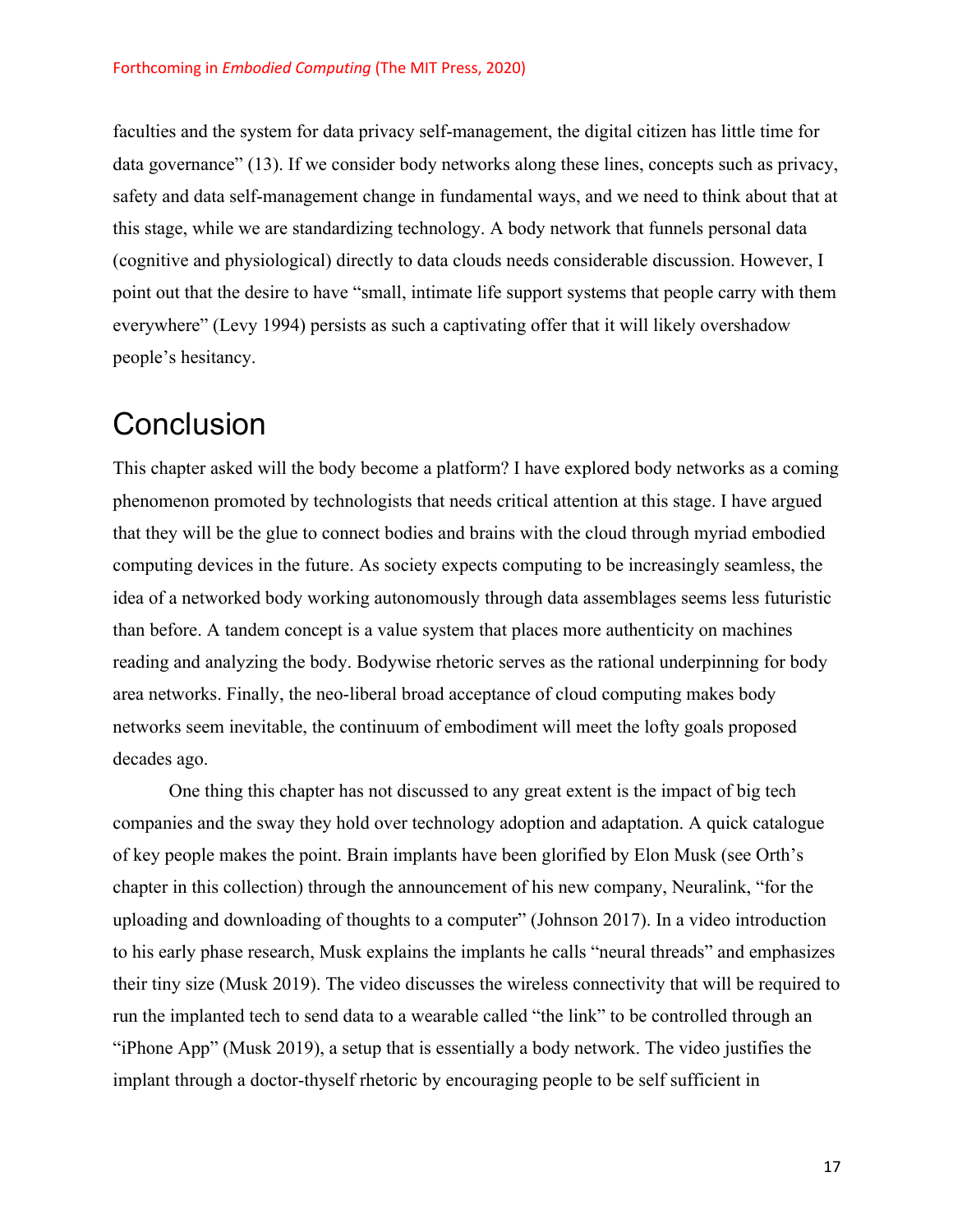faculties and the system for data privacy self-management, the digital citizen has little time for data governance" (13). If we consider body networks along these lines, concepts such as privacy, safety and data self-management change in fundamental ways, and we need to think about that at this stage, while we are standardizing technology. A body network that funnels personal data (cognitive and physiological) directly to data clouds needs considerable discussion. However, I point out that the desire to have "small, intimate life support systems that people carry with them everywhere" (Levy 1994) persists as such a captivating offer that it will likely overshadow people's hesitancy.

# Conclusion

This chapter asked will the body become a platform? I have explored body networks as a coming phenomenon promoted by technologists that needs critical attention at this stage. I have argued that they will be the glue to connect bodies and brains with the cloud through myriad embodied computing devices in the future. As society expects computing to be increasingly seamless, the idea of a networked body working autonomously through data assemblages seems less futuristic than before. A tandem concept is a value system that places more authenticity on machines reading and analyzing the body. Bodywise rhetoric serves as the rational underpinning for body area networks. Finally, the neo-liberal broad acceptance of cloud computing makes body networks seem inevitable, the continuum of embodiment will meet the lofty goals proposed decades ago.

One thing this chapter has not discussed to any great extent is the impact of big tech companies and the sway they hold over technology adoption and adaptation. A quick catalogue of key people makes the point. Brain implants have been glorified by Elon Musk (see Orth's chapter in this collection) through the announcement of his new company, Neuralink, "for the uploading and downloading of thoughts to a computer" (Johnson 2017). In a video introduction to his early phase research, Musk explains the implants he calls "neural threads" and emphasizes their tiny size (Musk 2019). The video discusses the wireless connectivity that will be required to run the implanted tech to send data to a wearable called "the link" to be controlled through an "iPhone App" (Musk 2019), a setup that is essentially a body network. The video justifies the implant through a doctor-thyself rhetoric by encouraging people to be self sufficient in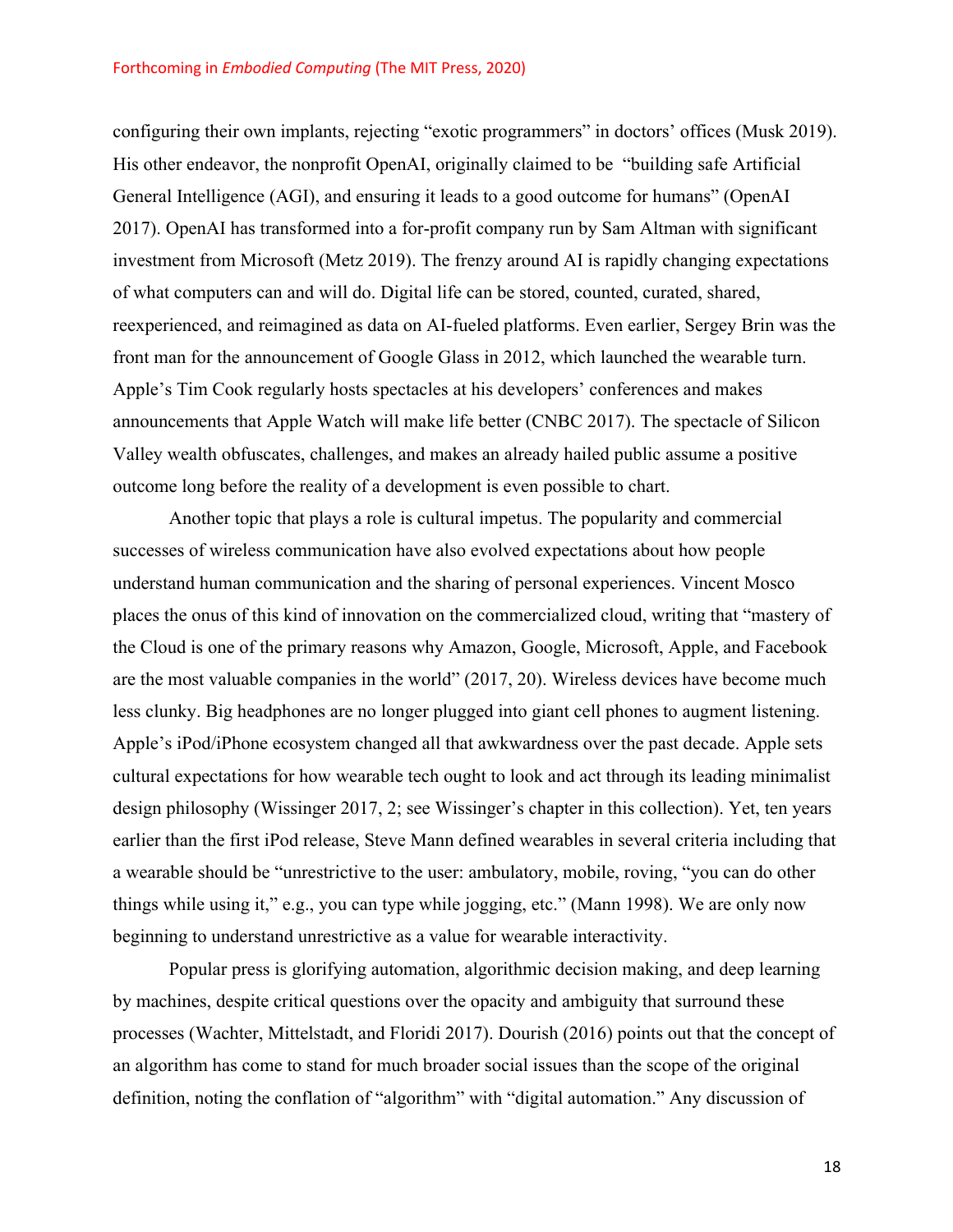configuring their own implants, rejecting "exotic programmers" in doctors' offices (Musk 2019). His other endeavor, the nonprofit OpenAI, originally claimed to be "building safe Artificial General Intelligence (AGI), and ensuring it leads to a good outcome for humans" (OpenAI 2017). OpenAI has transformed into a for-profit company run by Sam Altman with significant investment from Microsoft (Metz 2019). The frenzy around AI is rapidly changing expectations of what computers can and will do. Digital life can be stored, counted, curated, shared, reexperienced, and reimagined as data on AI-fueled platforms. Even earlier, Sergey Brin was the front man for the announcement of Google Glass in 2012, which launched the wearable turn. Apple's Tim Cook regularly hosts spectacles at his developers' conferences and makes announcements that Apple Watch will make life better (CNBC 2017). The spectacle of Silicon Valley wealth obfuscates, challenges, and makes an already hailed public assume a positive outcome long before the reality of a development is even possible to chart.

Another topic that plays a role is cultural impetus. The popularity and commercial successes of wireless communication have also evolved expectations about how people understand human communication and the sharing of personal experiences. Vincent Mosco places the onus of this kind of innovation on the commercialized cloud, writing that "mastery of the Cloud is one of the primary reasons why Amazon, Google, Microsoft, Apple, and Facebook are the most valuable companies in the world" (2017, 20). Wireless devices have become much less clunky. Big headphones are no longer plugged into giant cell phones to augment listening. Apple's iPod/iPhone ecosystem changed all that awkwardness over the past decade. Apple sets cultural expectations for how wearable tech ought to look and act through its leading minimalist design philosophy (Wissinger 2017, 2; see Wissinger's chapter in this collection). Yet, ten years earlier than the first iPod release, Steve Mann defined wearables in several criteria including that a wearable should be "unrestrictive to the user: ambulatory, mobile, roving, "you can do other things while using it," e.g., you can type while jogging, etc." (Mann 1998). We are only now beginning to understand unrestrictive as a value for wearable interactivity.

Popular press is glorifying automation, algorithmic decision making, and deep learning by machines, despite critical questions over the opacity and ambiguity that surround these processes (Wachter, Mittelstadt, and Floridi 2017). Dourish (2016) points out that the concept of an algorithm has come to stand for much broader social issues than the scope of the original definition, noting the conflation of "algorithm" with "digital automation." Any discussion of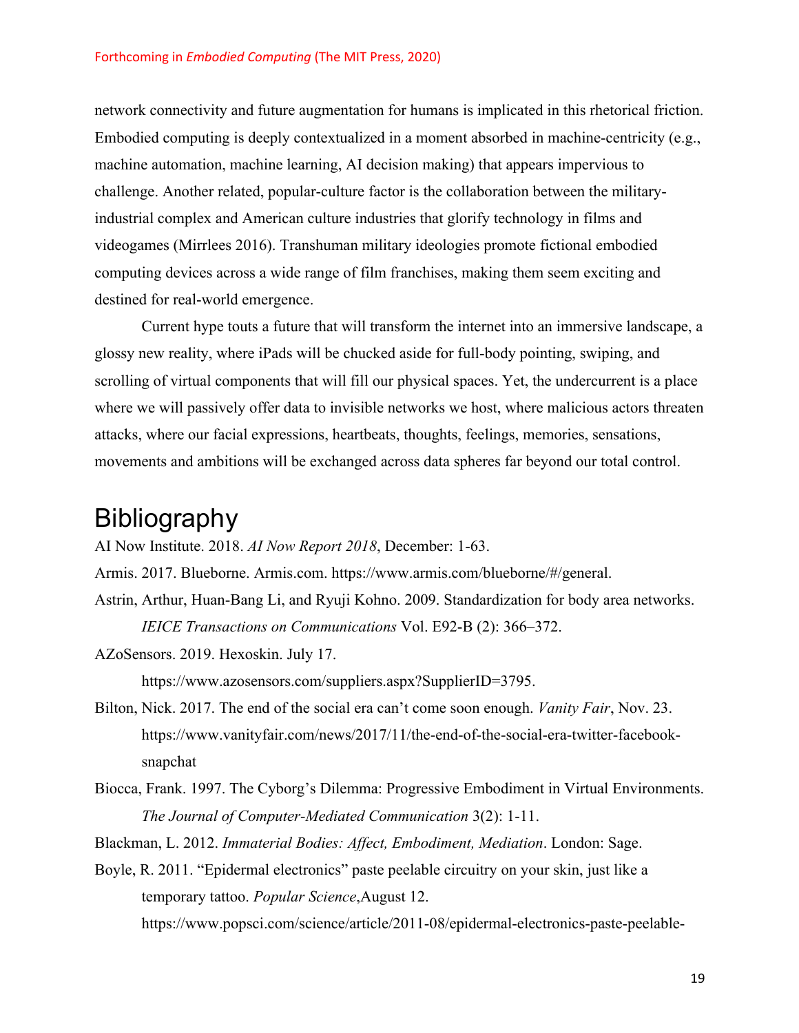network connectivity and future augmentation for humans is implicated in this rhetorical friction. Embodied computing is deeply contextualized in a moment absorbed in machine-centricity (e.g., machine automation, machine learning, AI decision making) that appears impervious to challenge. Another related, popular-culture factor is the collaboration between the military-industrial complex and American culture industries that glorify technology in films and videogames (Mirrlees 2016). Transhuman military ideologies promote fictional embodied computing devices across a wide range of film franchises, making them seem exciting and destined for real-world emergence.

Current hype touts a future that will transform the internet into an immersive landscape, a glossy new reality, where iPads will be chucked aside for full-body pointing, swiping, and scrolling of virtual components that will fill our physical spaces. Yet, the undercurrent is a place where we will passively offer data to invisible networks we host, where malicious actors threaten attacks, where our facial expressions, heartbeats, thoughts, feelings, memories, sensations, movements and ambitions will be exchanged across data spheres far beyond our total control.

# Bibliography

AI Now Institute. 2018. *AI Now Report 2018*, December: 1-63.

Armis. 2017. Blueborne. Armis.com. https://www.armis.com/blueborne/#/general.

Astrin, Arthur, Huan-Bang Li, and Ryuji Kohno. 2009. Standardization for body area networks. *IEICE Transactions on Communications* Vol. E92-B (2): 366–372.

AZoSensors. 2019. Hexoskin. July 17. https://www.azosensors.com/suppliers.aspx?SupplierID=3795.

Bilton, Nick. 2017. The end of the social era can't come soon enough. *Vanity Fair*, Nov. 23. https://www.vanityfair.com/news/2017/11/the-end-of-the-social-era-twitter-facebook-snapchat

Biocca, Frank. 1997. The Cyborg's Dilemma: Progressive Embodiment in Virtual Environments. *The Journal of Computer-Mediated Communication* 3(2): 1-11.

Blackman, L. 2012. *Immaterial Bodies: Affect, Embodiment, Mediation*. London: Sage.

Boyle, R. 2011. "Epidermal electronics" paste peelable circuitry on your skin, just like a temporary tattoo. *Popular Science*,August 12. https://www.popsci.com/science/article/2011-08/epidermal-electronics-paste-peelable-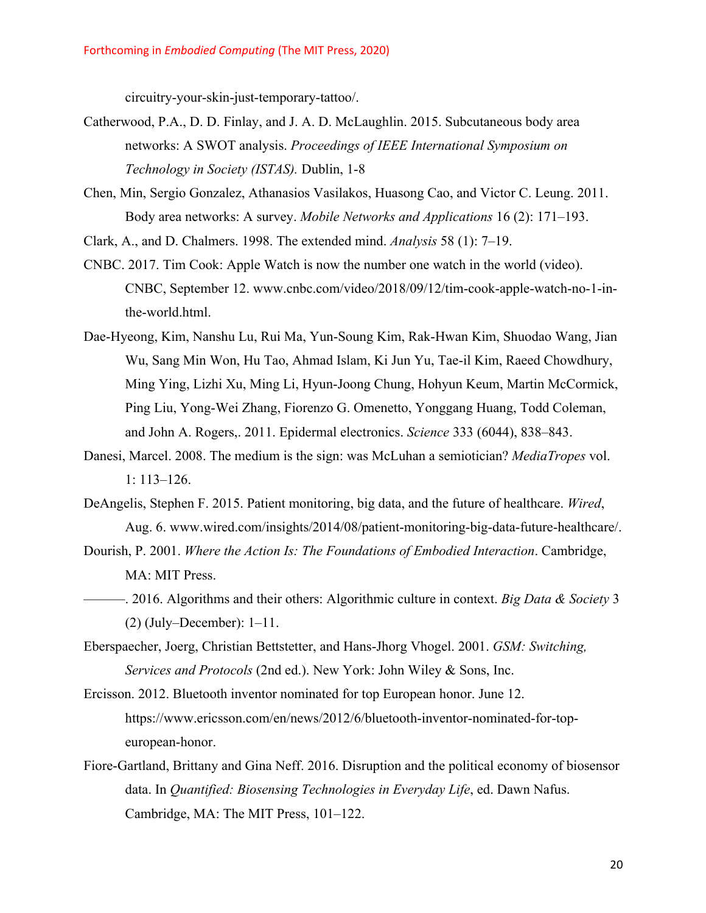circuitry-your-skin-just-temporary-tattoo/.

Catherwood, P.A., D. D. Finlay, and J. A. D. McLaughlin. 2015. Subcutaneous body area networks: A SWOT analysis. *Proceedings of IEEE International Symposium on Technology in Society (ISTAS).* Dublin, 1-8

Chen, Min, Sergio Gonzalez, Athanasios Vasilakos, Huasong Cao, and Victor C. Leung. 2011. Body area networks: A survey. *Mobile Networks and Applications* 16 (2): 171–193.

Clark, A., and D. Chalmers. 1998. The extended mind. *Analysis* 58 (1): 7–19.

CNBC. 2017. Tim Cook: Apple Watch is now the number one watch in the world (video). CNBC, September 12. www.cnbc.com/video/2018/09/12/tim-cook-apple-watch-no-1-in-the-world.html.

Dae-Hyeong, Kim, Nanshu Lu, Rui Ma, Yun-Soung Kim, Rak-Hwan Kim, Shuodao Wang, Jian Wu, Sang Min Won, Hu Tao, Ahmad Islam, Ki Jun Yu, Tae-il Kim, Raeed Chowdhury, Ming Ying, Lizhi Xu, Ming Li, Hyun-Joong Chung, Hohyun Keum, Martin McCormick, Ping Liu, Yong-Wei Zhang, Fiorenzo G. Omenetto, Yonggang Huang, Todd Coleman, and John A. Rogers,. 2011. Epidermal electronics. *Science* 333 (6044), 838–843.

Danesi, Marcel. 2008. The medium is the sign: was McLuhan a semiotician? *MediaTropes* vol. 1: 113–126.

DeAngelis, Stephen F. 2015. Patient monitoring, big data, and the future of healthcare. *Wired*, Aug. 6. www.wired.com/insights/2014/08/patient-monitoring-big-data-future-healthcare/.

Dourish, P. 2001. *Where the Action Is: The Foundations of Embodied Interaction*. Cambridge, MA: MIT Press.

———. 2016. Algorithms and their others: Algorithmic culture in context. *Big Data & Society* 3 (2) (July–December): 1–11.

Eberspaecher, Joerg, Christian Bettstetter, and Hans-Jhorg Vhogel. 2001. *GSM: Switching, Services and Protocols* (2nd ed.). New York: John Wiley & Sons, Inc.

Ercisson. 2012. Bluetooth inventor nominated for top European honor. June 12. https://www.ericsson.com/en/news/2012/6/bluetooth-inventor-nominated-for-top-european-honor.

Fiore-Gartland, Brittany and Gina Neff. 2016. Disruption and the political economy of biosensor data. In *Quantified: Biosensing Technologies in Everyday Life*, ed. Dawn Nafus. Cambridge, MA: The MIT Press, 101–122.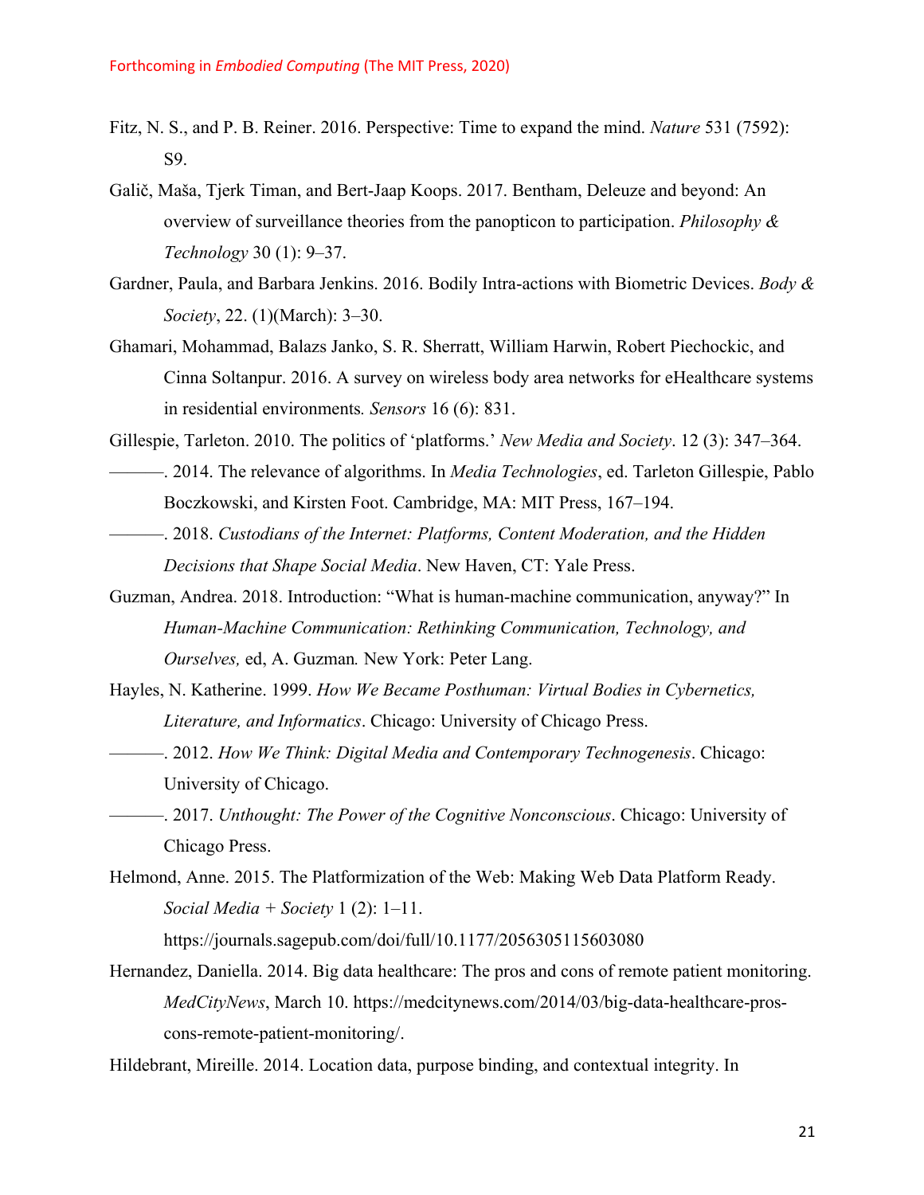Fitz, N. S., and P. B. Reiner. 2016. Perspective: Time to expand the mind. *Nature* 531 (7592): S9.

Galič, Maša, Tjerk Timan, and Bert-Jaap Koops. 2017. Bentham, Deleuze and beyond: An overview of surveillance theories from the panopticon to participation. *Philosophy & Technology* 30 (1): 9–37.

Gardner, Paula, and Barbara Jenkins. 2016. Bodily Intra-actions with Biometric Devices. *Body & Society*, 22. (1)(March): 3–30.

Ghamari, Mohammad, Balazs Janko, S. R. Sherratt, William Harwin, Robert Piechockic, and Cinna Soltanpur. 2016. A survey on wireless body area networks for eHealthcare systems in residential environments*. Sensors* 16 (6): 831.

Gillespie, Tarleton. 2010. The politics of 'platforms.' *New Media and Society*. 12 (3): 347–364.

———. 2014. The relevance of algorithms. In *Media Technologies*, ed. Tarleton Gillespie, Pablo Boczkowski, and Kirsten Foot. Cambridge, MA: MIT Press, 167–194.

———. 2018. *Custodians of the Internet: Platforms, Content Moderation, and the Hidden Decisions that Shape Social Media*. New Haven, CT: Yale Press.

Guzman, Andrea. 2018. Introduction: "What is human-machine communication, anyway?" In *Human-Machine Communication: Rethinking Communication, Technology, and Ourselves,* ed, A. Guzman*.* New York: Peter Lang.

Hayles, N. Katherine. 1999. *How We Became Posthuman: Virtual Bodies in Cybernetics, Literature, and Informatics*. Chicago: University of Chicago Press.

———. 2012. *How We Think: Digital Media and Contemporary Technogenesis*. Chicago: University of Chicago.

———. 2017. *Unthought: The Power of the Cognitive Nonconscious*. Chicago: University of Chicago Press.

Helmond, Anne. 2015. The Platformization of the Web: Making Web Data Platform Ready. *Social Media + Society* 1 (2): 1–11. https://journals.sagepub.com/doi/full/10.1177/2056305115603080

Hernandez, Daniella. 2014. Big data healthcare: The pros and cons of remote patient monitoring. *MedCityNews*, March 10. https://medcitynews.com/2014/03/big-data-healthcare-pros-cons-remote-patient-monitoring/.

Hildebrant, Mireille. 2014. Location data, purpose binding, and contextual integrity. In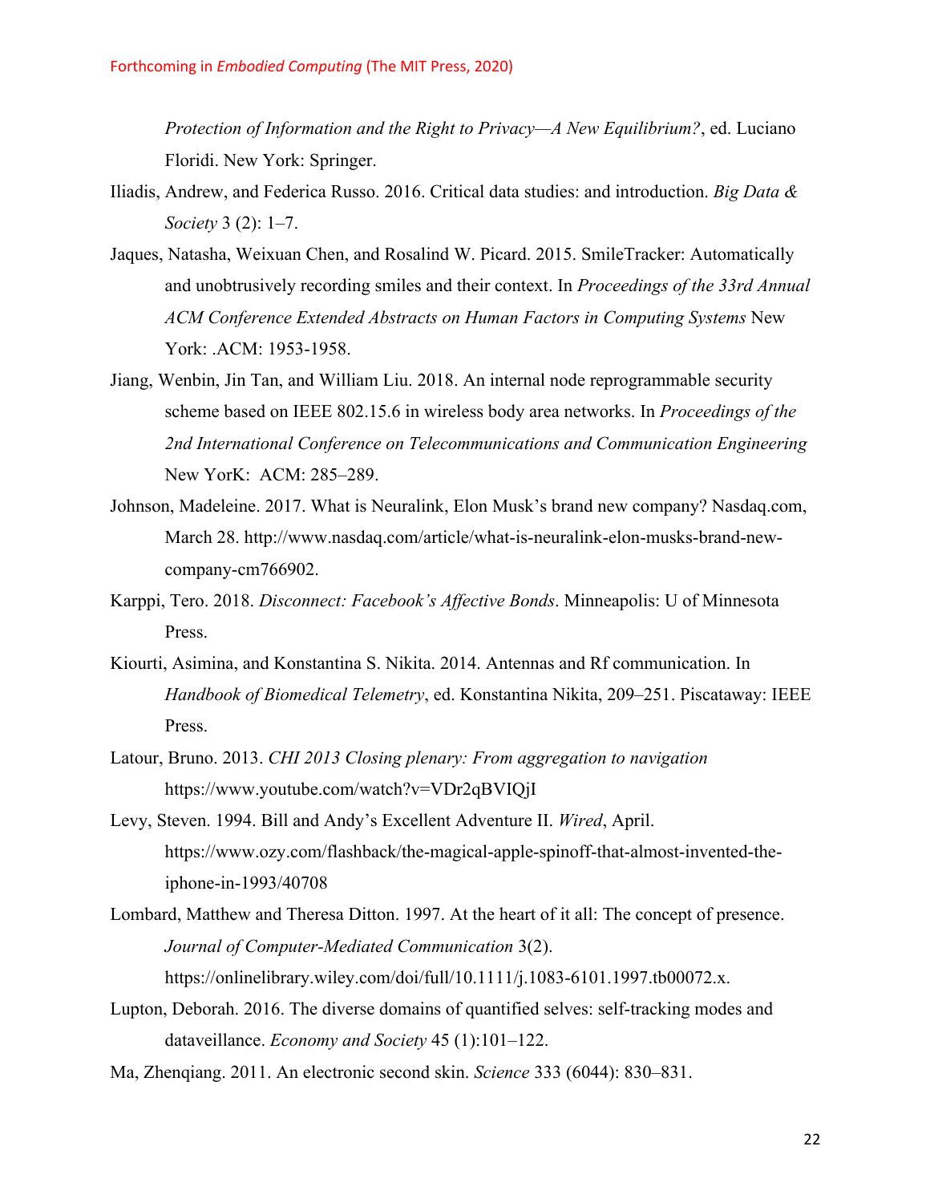*Protection of Information and the Right to Privacy—A New Equilibrium?*, ed. Luciano Floridi. New York: Springer.

Iliadis, Andrew, and Federica Russo. 2016. Critical data studies: and introduction. *Big Data & Society* 3 (2): 1–7.

Jaques, Natasha, Weixuan Chen, and Rosalind W. Picard. 2015. SmileTracker: Automatically and unobtrusively recording smiles and their context. In *Proceedings of the 33rd Annual ACM Conference Extended Abstracts on Human Factors in Computing Systems* New York: .ACM: 1953-1958.

Jiang, Wenbin, Jin Tan, and William Liu. 2018. An internal node reprogrammable security scheme based on IEEE 802.15.6 in wireless body area networks. In *Proceedings of the 2nd International Conference on Telecommunications and Communication Engineering* New YorK: ACM: 285–289.

Johnson, Madeleine. 2017. What is Neuralink, Elon Musk's brand new company? Nasdaq.com, March 28. http://www.nasdaq.com/article/what-is-neuralink-elon-musks-brand-new-company-cm766902.

Karppi, Tero. 2018. *Disconnect: Facebook's Affective Bonds*. Minneapolis: U of Minnesota Press.

Kiourti, Asimina, and Konstantina S. Nikita. 2014. Antennas and Rf communication. In *Handbook of Biomedical Telemetry*, ed. Konstantina Nikita, 209–251. Piscataway: IEEE Press.

Latour, Bruno. 2013. *CHI 2013 Closing plenary: From aggregation to navigation* https://www.youtube.com/watch?v=VDr2qBVIQjI

Levy, Steven. 1994. Bill and Andy's Excellent Adventure II. *Wired*, April. https://www.ozy.com/flashback/the-magical-apple-spinoff-that-almost-invented-the-iphone-in-1993/40708

Lombard, Matthew and Theresa Ditton. 1997. At the heart of it all: The concept of presence. *Journal of Computer-Mediated Communication* 3(2). https://onlinelibrary.wiley.com/doi/full/10.1111/j.1083-6101.1997.tb00072.x.

Lupton, Deborah. 2016. The diverse domains of quantified selves: self-tracking modes and dataveillance. *Economy and Society* 45 (1):101–122.

Ma, Zhenqiang. 2011. An electronic second skin. *Science* 333 (6044): 830–831.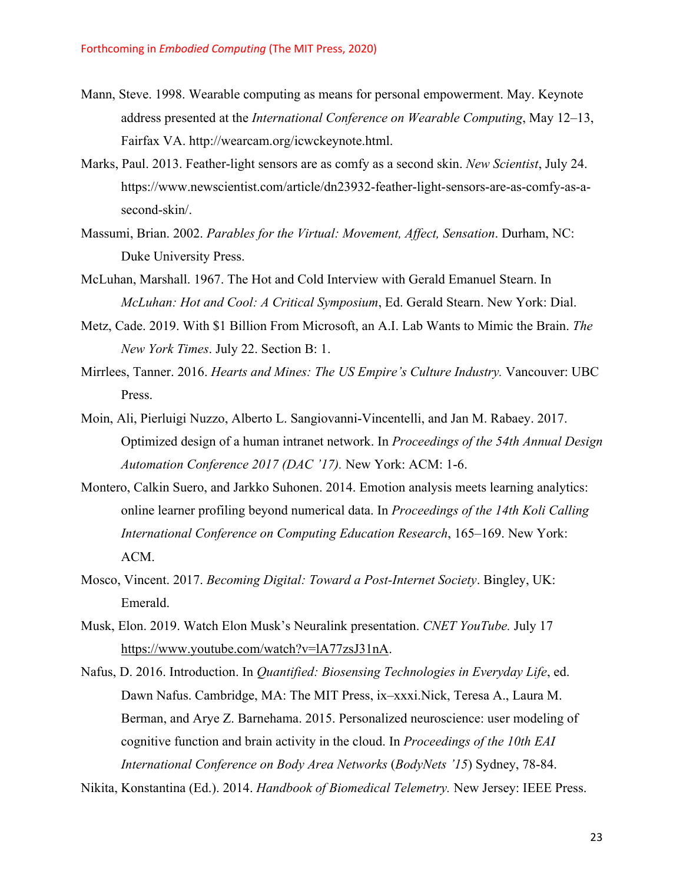Mann, Steve. 1998. Wearable computing as means for personal empowerment. May. Keynote address presented at the *International Conference on Wearable Computing*, May 12–13, Fairfax VA. http://wearcam.org/icwckeynote.html.

Marks, Paul. 2013. Feather-light sensors are as comfy as a second skin. *New Scientist*, July 24. https://www.newscientist.com/article/dn23932-feather-light-sensors-are-as-comfy-as-a-second-skin/.

Massumi, Brian. 2002. *Parables for the Virtual: Movement, Affect, Sensation*. Durham, NC: Duke University Press.

McLuhan, Marshall. 1967. The Hot and Cold Interview with Gerald Emanuel Stearn. In *McLuhan: Hot and Cool: A Critical Symposium*, Ed. Gerald Stearn. New York: Dial.

Metz, Cade. 2019. With $1 Billion From Microsoft, an A.I. Lab Wants to Mimic the Brain. *The New York Times*. July 22. Section B: 1.

Mirrlees, Tanner. 2016. *Hearts and Mines: The US Empire's Culture Industry.* Vancouver: UBC Press.

Moin, Ali, Pierluigi Nuzzo, Alberto L. Sangiovanni-Vincentelli, and Jan M. Rabaey. 2017. Optimized design of a human intranet network. In *Proceedings of the 54th Annual Design Automation Conference 2017 (DAC '17).* New York: ACM: 1-6.

Montero, Calkin Suero, and Jarkko Suhonen. 2014. Emotion analysis meets learning analytics: online learner profiling beyond numerical data. In *Proceedings of the 14th Koli Calling International Conference on Computing Education Research*, 165–169. New York: ACM.

Mosco, Vincent. 2017. *Becoming Digital: Toward a Post-Internet Society*. Bingley, UK: Emerald.

Musk, Elon. 2019. Watch Elon Musk's Neuralink presentation. *CNET YouTube.* July 17 https://www.youtube.com/watch?v=lA77zsJ31nA.

Nafus, D. 2016. Introduction. In *Quantified: Biosensing Technologies in Everyday Life*, ed. Dawn Nafus. Cambridge, MA: The MIT Press, ix–xxxi.Nick, Teresa A., Laura M. Berman, and Arye Z. Barnehama. 2015. Personalized neuroscience: user modeling of cognitive function and brain activity in the cloud. In *Proceedings of the 10th EAI International Conference on Body Area Networks* (*BodyNets '15*) Sydney, 78-84.

Nikita, Konstantina (Ed.). 2014. *Handbook of Biomedical Telemetry.* New Jersey: IEEE Press.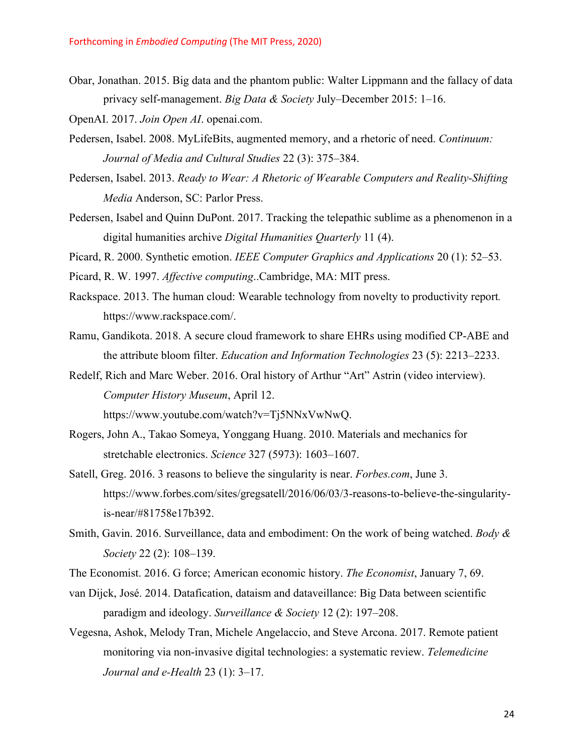Obar, Jonathan. 2015. Big data and the phantom public: Walter Lippmann and the fallacy of data privacy self-management. *Big Data & Society* July–December 2015: 1–16.

OpenAI. 2017. *Join Open AI*. openai.com.

Pedersen, Isabel. 2008. MyLifeBits, augmented memory, and a rhetoric of need. *Continuum: Journal of Media and Cultural Studies* 22 (3): 375–384.

Pedersen, Isabel. 2013. *Ready to Wear: A Rhetoric of Wearable Computers and Reality-Shifting Media* Anderson, SC: Parlor Press.

Pedersen, Isabel and Quinn DuPont. 2017. Tracking the telepathic sublime as a phenomenon in a digital humanities archive *Digital Humanities Quarterly* 11 (4).

Picard, R. 2000. Synthetic emotion. *IEEE Computer Graphics and Applications* 20 (1): 52–53.

Picard, R. W. 1997. *Affective computing*..Cambridge, MA: MIT press.

Rackspace. 2013. The human cloud: Wearable technology from novelty to productivity report*.* https://www.rackspace.com/.

Ramu, Gandikota. 2018. A secure cloud framework to share EHRs using modified CP-ABE and the attribute bloom filter. *Education and Information Technologies* 23 (5): 2213–2233.

Redelf, Rich and Marc Weber. 2016. Oral history of Arthur "Art" Astrin (video interview). *Computer History Museum*, April 12. https://www.youtube.com/watch?v=Tj5NNxVwNwQ.

Rogers, John A., Takao Someya, Yonggang Huang. 2010. Materials and mechanics for stretchable electronics. *Science* 327 (5973): 1603–1607.

Satell, Greg. 2016. 3 reasons to believe the singularity is near. *Forbes.com*, June 3. https://www.forbes.com/sites/gregsatell/2016/06/03/3-reasons-to-believe-the-singularity-is-near/#81758e17b392.

Smith, Gavin. 2016. Surveillance, data and embodiment: On the work of being watched. *Body & Society* 22 (2): 108–139.

The Economist. 2016. G force; American economic history. *The Economist*, January 7, 69.

van Dijck, José. 2014. Datafication, dataism and dataveillance: Big Data between scientific paradigm and ideology. *Surveillance & Society* 12 (2): 197–208.

Vegesna, Ashok, Melody Tran, Michele Angelaccio, and Steve Arcona. 2017. Remote patient monitoring via non-invasive digital technologies: a systematic review. *Telemedicine Journal and e-Health* 23 (1): 3–17.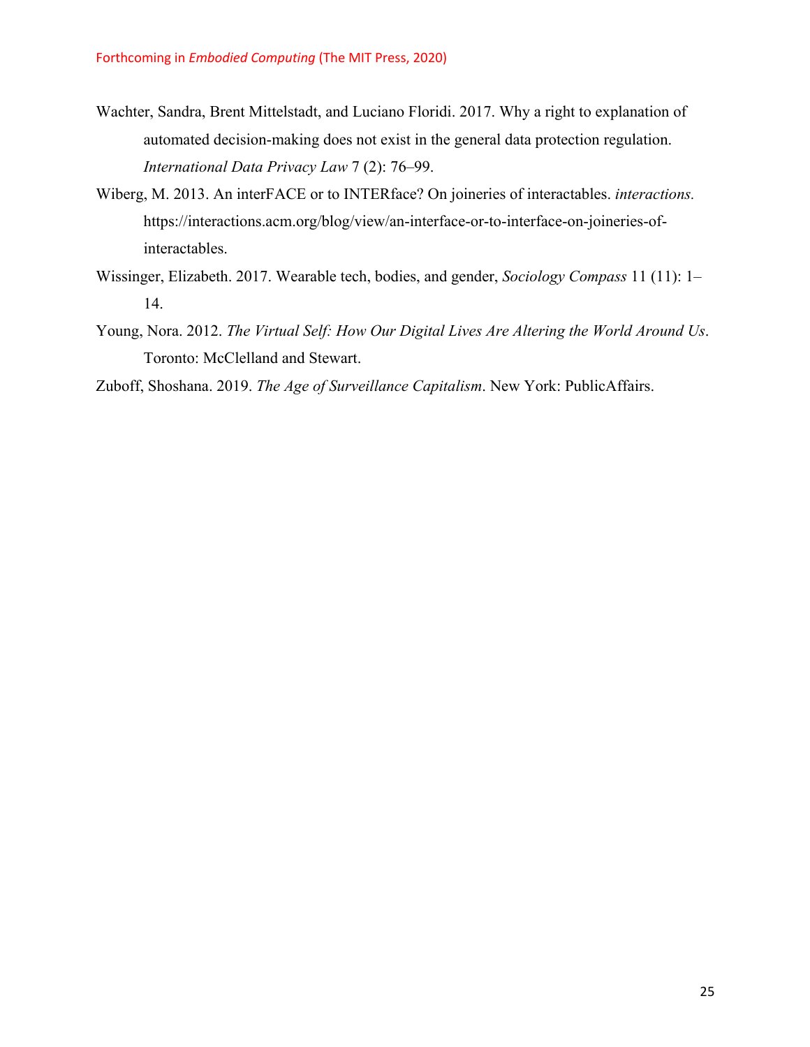Wachter, Sandra, Brent Mittelstadt, and Luciano Floridi. 2017. Why a right to explanation of automated decision-making does not exist in the general data protection regulation. *International Data Privacy Law* 7 (2): 76–99.

Wiberg, M. 2013. An interFACE or to INTERface? On joineries of interactables. *interactions.* https://interactions.acm.org/blog/view/an-interface-or-to-interface-on-joineries-of-interactables.

Wissinger, Elizabeth. 2017. Wearable tech, bodies, and gender, *Sociology Compass* 11 (11): 1–14.

Young, Nora. 2012. *The Virtual Self: How Our Digital Lives Are Altering the World Around Us*. Toronto: McClelland and Stewart.

Zuboff, Shoshana. 2019. *The Age of Surveillance Capitalism*. New York: PublicAffairs.